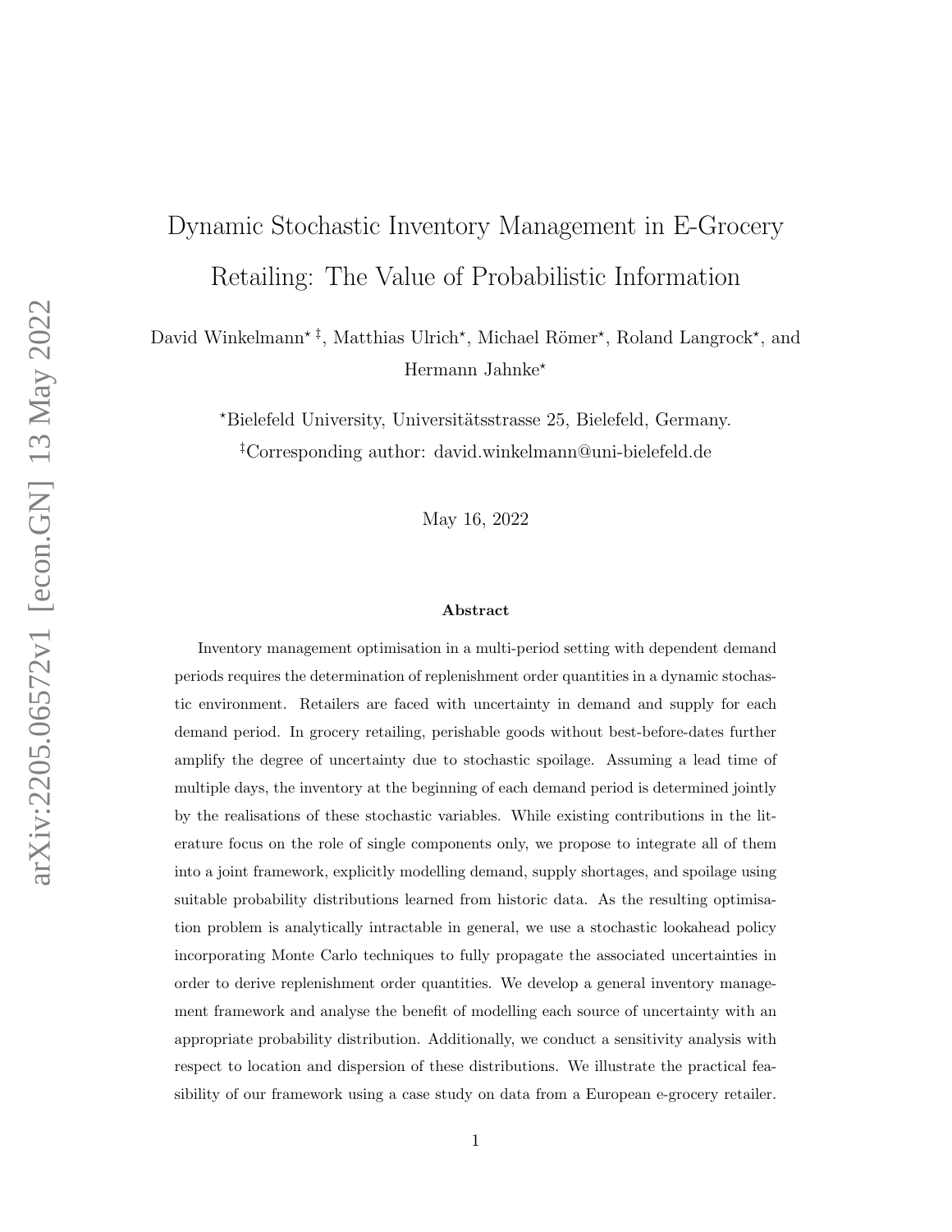# Dynamic Stochastic Inventory Management in E-Grocery Retailing: The Value of Probabilistic Information

David Winkelmann[⋆ ‡], Matthias Ulrich[⋆], Michael Römer[⋆], Roland Langrock[⋆], and Hermann Jahnke[⋆]

[⋆]Bielefeld University, Universitätsstrasse 25, Bielefeld, Germany.

[‡]Corresponding author: david.winkelmann@uni-bielefeld.de

May 16, 2022

### Abstract

Inventory management optimisation in a multi-period setting with dependent demand periods requires the determination of replenishment order quantities in a dynamic stochastic environment. Retailers are faced with uncertainty in demand and supply for each demand period. In grocery retailing, perishable goods without best-before-dates further amplify the degree of uncertainty due to stochastic spoilage. Assuming a lead time of multiple days, the inventory at the beginning of each demand period is determined jointly by the realisations of these stochastic variables. While existing contributions in the literature focus on the role of single components only, we propose to integrate all of them into a joint framework, explicitly modelling demand, supply shortages, and spoilage using suitable probability distributions learned from historic data. As the resulting optimisation problem is analytically intractable in general, we use a stochastic lookahead policy incorporating Monte Carlo techniques to fully propagate the associated uncertainties in order to derive replenishment order quantities. We develop a general inventory management framework and analyse the benefit of modelling each source of uncertainty with an appropriate probability distribution. Additionally, we conduct a sensitivity analysis with respect to location and dispersion of these distributions. We illustrate the practical feasibility of our framework using a case study on data from a European e-grocery retailer.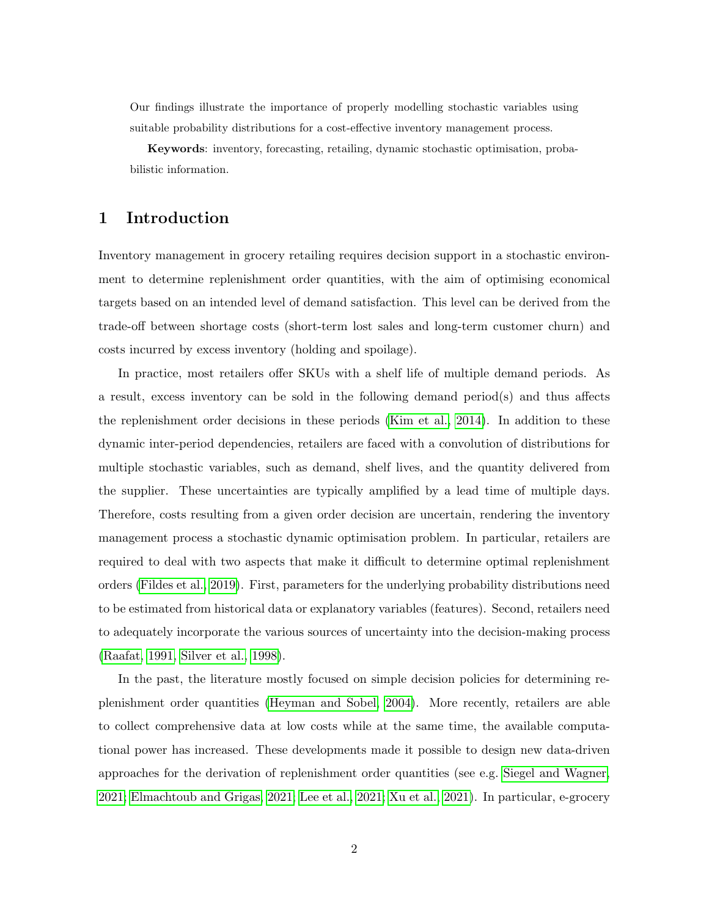Our findings illustrate the importance of properly modelling stochastic variables using suitable probability distributions for a cost-effective inventory management process.

**Keywords**: inventory, forecasting, retailing, dynamic stochastic optimisation, probabilistic information.

## 1 Introduction

Inventory management in grocery retailing requires decision support in a stochastic environment to determine replenishment order quantities, with the aim of optimising economical targets based on an intended level of demand satisfaction. This level can be derived from the trade-off between shortage costs (short-term lost sales and long-term customer churn) and costs incurred by excess inventory (holding and spoilage).

In practice, most retailers offer SKUs with a shelf life of multiple demand periods. As a result, excess inventory can be sold in the following demand period(s) and thus affects the replenishment order decisions in these periods (Kim et al., 2014). In addition to these dynamic inter-period dependencies, retailers are faced with a convolution of distributions for multiple stochastic variables, such as demand, shelf lives, and the quantity delivered from the supplier. These uncertainties are typically amplified by a lead time of multiple days. Therefore, costs resulting from a given order decision are uncertain, rendering the inventory management process a stochastic dynamic optimisation problem. In particular, retailers are required to deal with two aspects that make it difficult to determine optimal replenishment orders (Fildes et al., 2019). First, parameters for the underlying probability distributions need to be estimated from historical data or explanatory variables (features). Second, retailers need to adequately incorporate the various sources of uncertainty into the decision-making process (Raafat, 1991, Silver et al., 1998).

In the past, the literature mostly focused on simple decision policies for determining replenishment order quantities (Heyman and Sobel, 2004). More recently, retailers are able to collect comprehensive data at low costs while at the same time, the available computational power has increased. These developments made it possible to design new data-driven approaches for the derivation of replenishment order quantities (see e.g. Siegel and Wagner, 2021; Elmachtoub and Grigas, 2021; Lee et al., 2021; Xu et al., 2021). In particular, e-grocery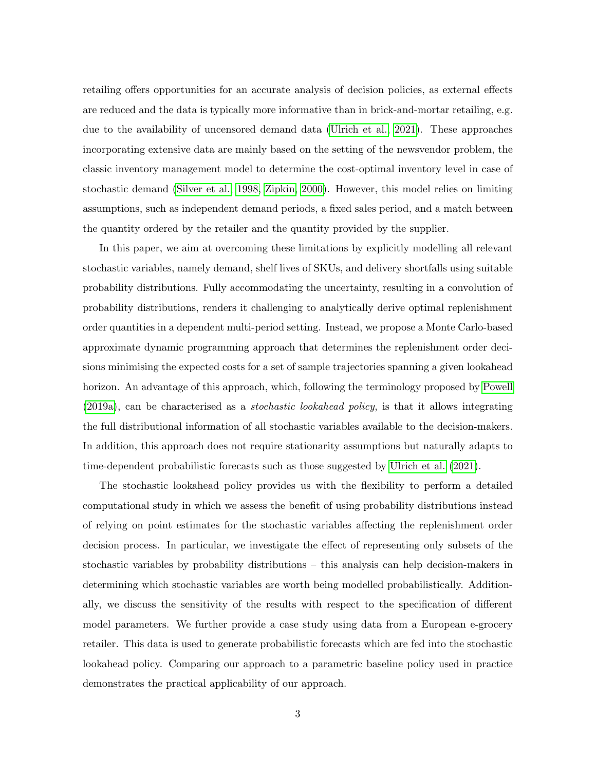retailing offers opportunities for an accurate analysis of decision policies, as external effects are reduced and the data is typically more informative than in brick-and-mortar retailing, e.g. due to the availability of uncensored demand data (Ulrich et al., 2021). These approaches incorporating extensive data are mainly based on the setting of the newsvendor problem, the classic inventory management model to determine the cost-optimal inventory level in case of stochastic demand (Silver et al., 1998, Zipkin, 2000). However, this model relies on limiting assumptions, such as independent demand periods, a fixed sales period, and a match between the quantity ordered by the retailer and the quantity provided by the supplier.

In this paper, we aim at overcoming these limitations by explicitly modelling all relevant stochastic variables, namely demand, shelf lives of SKUs, and delivery shortfalls using suitable probability distributions. Fully accommodating the uncertainty, resulting in a convolution of probability distributions, renders it challenging to analytically derive optimal replenishment order quantities in a dependent multi-period setting. Instead, we propose a Monte Carlo-based approximate dynamic programming approach that determines the replenishment order decisions minimising the expected costs for a set of sample trajectories spanning a given lookahead horizon. An advantage of this approach, which, following the terminology proposed by Powell (2019a), can be characterised as a *stochastic lookahead policy*, is that it allows integrating the full distributional information of all stochastic variables available to the decision-makers. In addition, this approach does not require stationarity assumptions but naturally adapts to time-dependent probabilistic forecasts such as those suggested by Ulrich et al. (2021).

The stochastic lookahead policy provides us with the flexibility to perform a detailed computational study in which we assess the benefit of using probability distributions instead of relying on point estimates for the stochastic variables affecting the replenishment order decision process. In particular, we investigate the effect of representing only subsets of the stochastic variables by probability distributions – this analysis can help decision-makers in determining which stochastic variables are worth being modelled probabilistically. Additionally, we discuss the sensitivity of the results with respect to the specification of different model parameters. We further provide a case study using data from a European e-grocery retailer. This data is used to generate probabilistic forecasts which are fed into the stochastic lookahead policy. Comparing our approach to a parametric baseline policy used in practice demonstrates the practical applicability of our approach.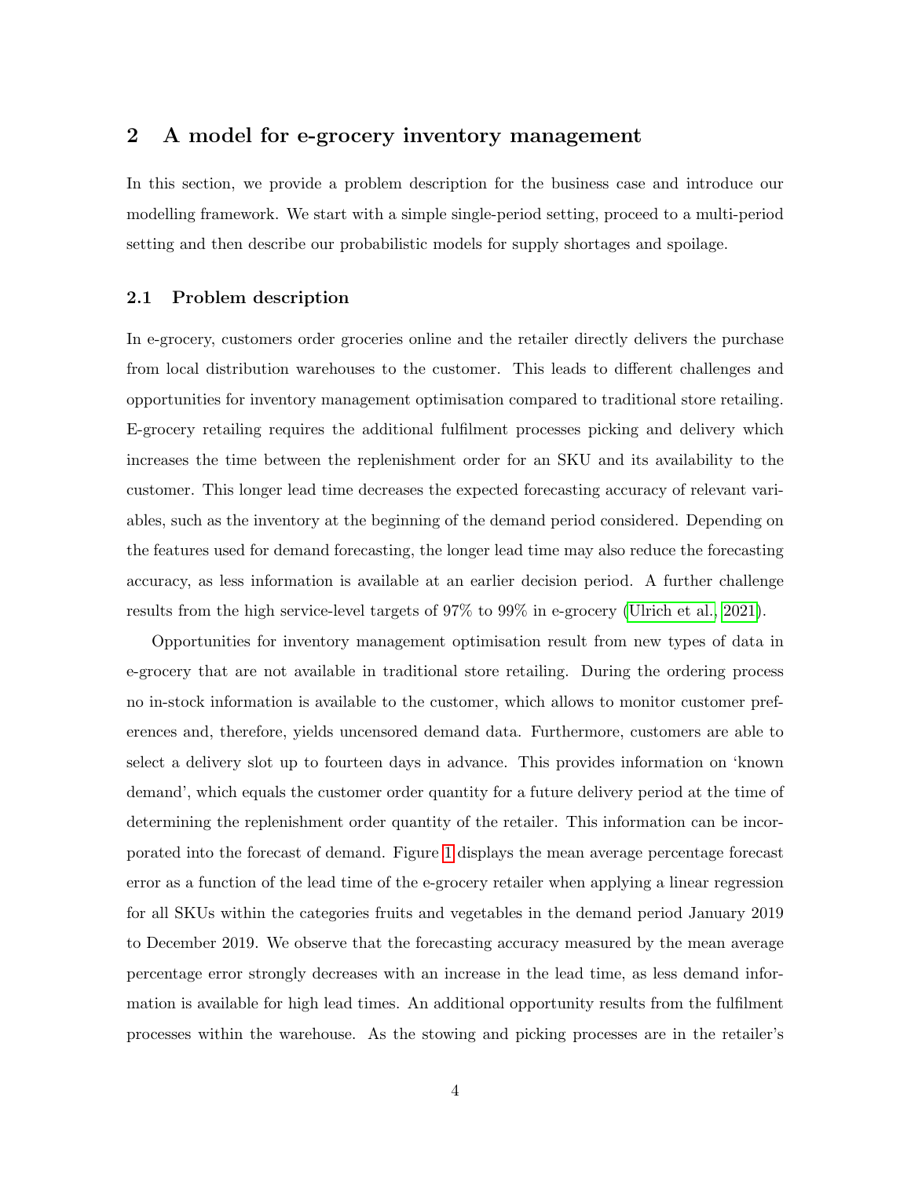## 2 A model for e-grocery inventory management

In this section, we provide a problem description for the business case and introduce our modelling framework. We start with a simple single-period setting, proceed to a multi-period setting and then describe our probabilistic models for supply shortages and spoilage.

### 2.1 Problem description

In e-grocery, customers order groceries online and the retailer directly delivers the purchase from local distribution warehouses to the customer. This leads to different challenges and opportunities for inventory management optimisation compared to traditional store retailing. E-grocery retailing requires the additional fulfilment processes picking and delivery which increases the time between the replenishment order for an SKU and its availability to the customer. This longer lead time decreases the expected forecasting accuracy of relevant variables, such as the inventory at the beginning of the demand period considered. Depending on the features used for demand forecasting, the longer lead time may also reduce the forecasting accuracy, as less information is available at an earlier decision period. A further challenge results from the high service-level targets of 97% to 99% in e-grocery (Ulrich et al., 2021).

Opportunities for inventory management optimisation result from new types of data in e-grocery that are not available in traditional store retailing. During the ordering process no in-stock information is available to the customer, which allows to monitor customer preferences and, therefore, yields uncensored demand data. Furthermore, customers are able to select a delivery slot up to fourteen days in advance. This provides information on 'known demand', which equals the customer order quantity for a future delivery period at the time of determining the replenishment order quantity of the retailer. This information can be incorporated into the forecast of demand. Figure 1 displays the mean average percentage forecast error as a function of the lead time of the e-grocery retailer when applying a linear regression for all SKUs within the categories fruits and vegetables in the demand period January 2019 to December 2019. We observe that the forecasting accuracy measured by the mean average percentage error strongly decreases with an increase in the lead time, as less demand information is available for high lead times. An additional opportunity results from the fulfilment processes within the warehouse. As the stowing and picking processes are in the retailer's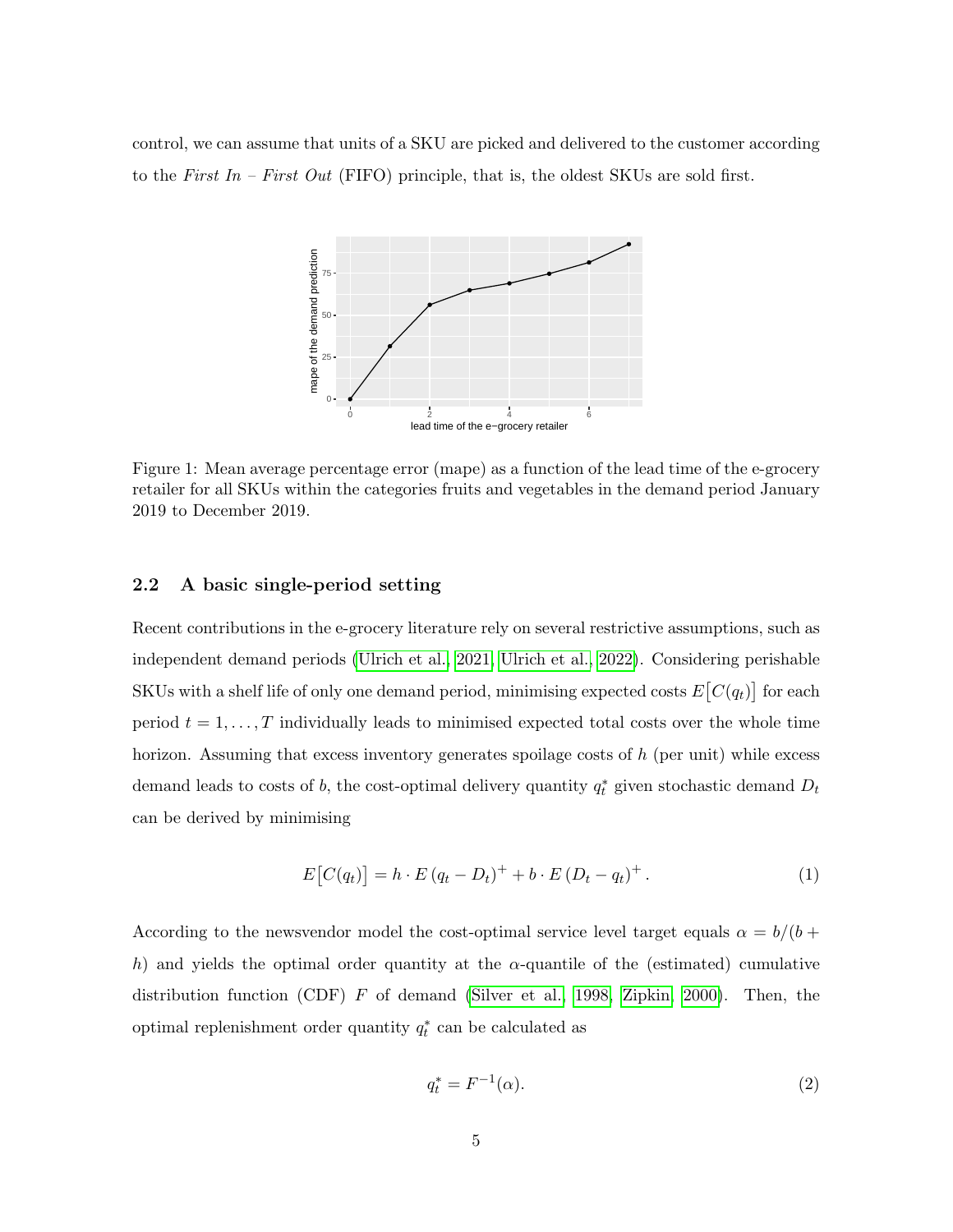control, we can assume that units of a SKU are picked and delivered to the customer according to the *First In – First Out* (FIFO) principle, that is, the oldest SKUs are sold first.

Figure 1: Mean average percentage error (mape) as a function of the lead time of the e-grocery retailer for all SKUs within the categories fruits and vegetables in the demand period January 2019 to December 2019.

### 2.2 A basic single-period setting

Recent contributions in the e-grocery literature rely on several restrictive assumptions, such as independent demand periods (Ulrich et al., 2021, Ulrich et al., 2022). Considering perishable SKUs with a shelf life of only one demand period, minimising expected costs $E\big[C(q_t)\big]$ for each period $t = 1, \ldots, T$ individually leads to minimised expected total costs over the whole time horizon. Assuming that excess inventory generates spoilage costs of $h$ (per unit) while excess demand leads to costs of $b$, the cost-optimal delivery quantity $q_t^*$ given stochastic demand $D_t$ can be derived by minimising

$$E\big[C(q_t)\big] = h \cdot E\left(q_t - D_t\right)^+ + b \cdot E\left(D_t - q_t\right)^+ . \tag{1}$$

According to the newsvendor model the cost-optimal service level target equals $\alpha = b/(b + h)$ and yields the optimal order quantity at the $\alpha$-quantile of the (estimated) cumulative distribution function (CDF) $F$ of demand (Silver et al., 1998, Zipkin, 2000). Then, the optimal replenishment order quantity $q_t^*$ can be calculated as

$$q_t^* = F^{-1}(\alpha). \tag{2}$$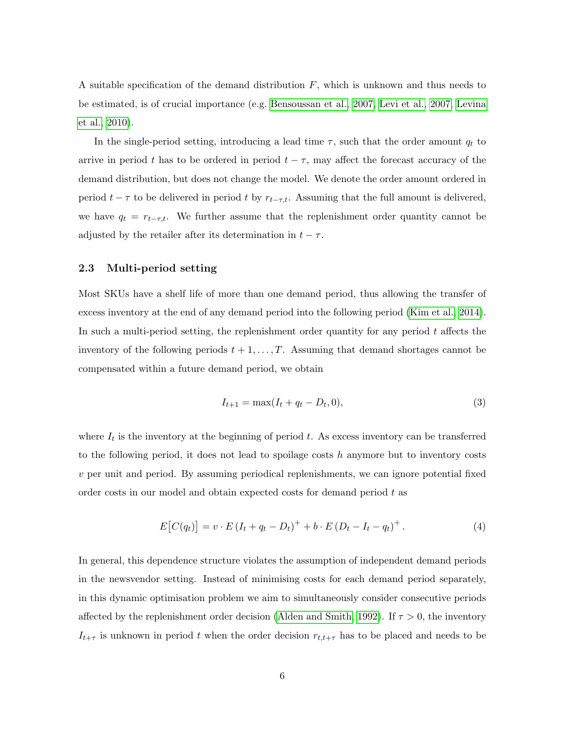A suitable specification of the demand distribution $F$, which is unknown and thus needs to be estimated, is of crucial importance (e.g. Bensoussan et al., 2007, Levi et al., 2007, Levina et al., 2010).

In the single-period setting, introducing a lead time $\tau$, such that the order amount $q_t$ to arrive in period $t$ has to be ordered in period $t - \tau$, may affect the forecast accuracy of the demand distribution, but does not change the model. We denote the order amount ordered in period $t - \tau$ to be delivered in period $t$ by $r_{t-\tau,t}$. Assuming that the full amount is delivered, we have $q_t = r_{t-\tau,t}$. We further assume that the replenishment order quantity cannot be adjusted by the retailer after its determination in $t - \tau$.

### 2.3 Multi-period setting

Most SKUs have a shelf life of more than one demand period, thus allowing the transfer of excess inventory at the end of any demand period into the following period (Kim et al., 2014). In such a multi-period setting, the replenishment order quantity for any period $t$ affects the inventory of the following periods $t + 1, \ldots, T$. Assuming that demand shortages cannot be compensated within a future demand period, we obtain

$$I_{t+1} = \max(I_t + q_t - D_t, 0), \tag{3}$$

where $I_t$ is the inventory at the beginning of period $t$. As excess inventory can be transferred to the following period, it does not lead to spoilage costs $h$ anymore but to inventory costs $v$ per unit and period. By assuming periodical replenishments, we can ignore potential fixed order costs in our model and obtain expected costs for demand period $t$ as

$$E\big[C(q_t)\big] = v \cdot E\left(I_t + q_t - D_t\right)^+ + b \cdot E\left(D_t - I_t - q_t\right)^+. \tag{4}$$

In general, this dependence structure violates the assumption of independent demand periods in the newsvendor setting. Instead of minimising costs for each demand period separately, in this dynamic optimisation problem we aim to simultaneously consider consecutive periods affected by the replenishment order decision (Alden and Smith, 1992). If $\tau > 0$, the inventory $I_{t+\tau}$ is unknown in period $t$ when the order decision $r_{t,t+\tau}$ has to be placed and needs to be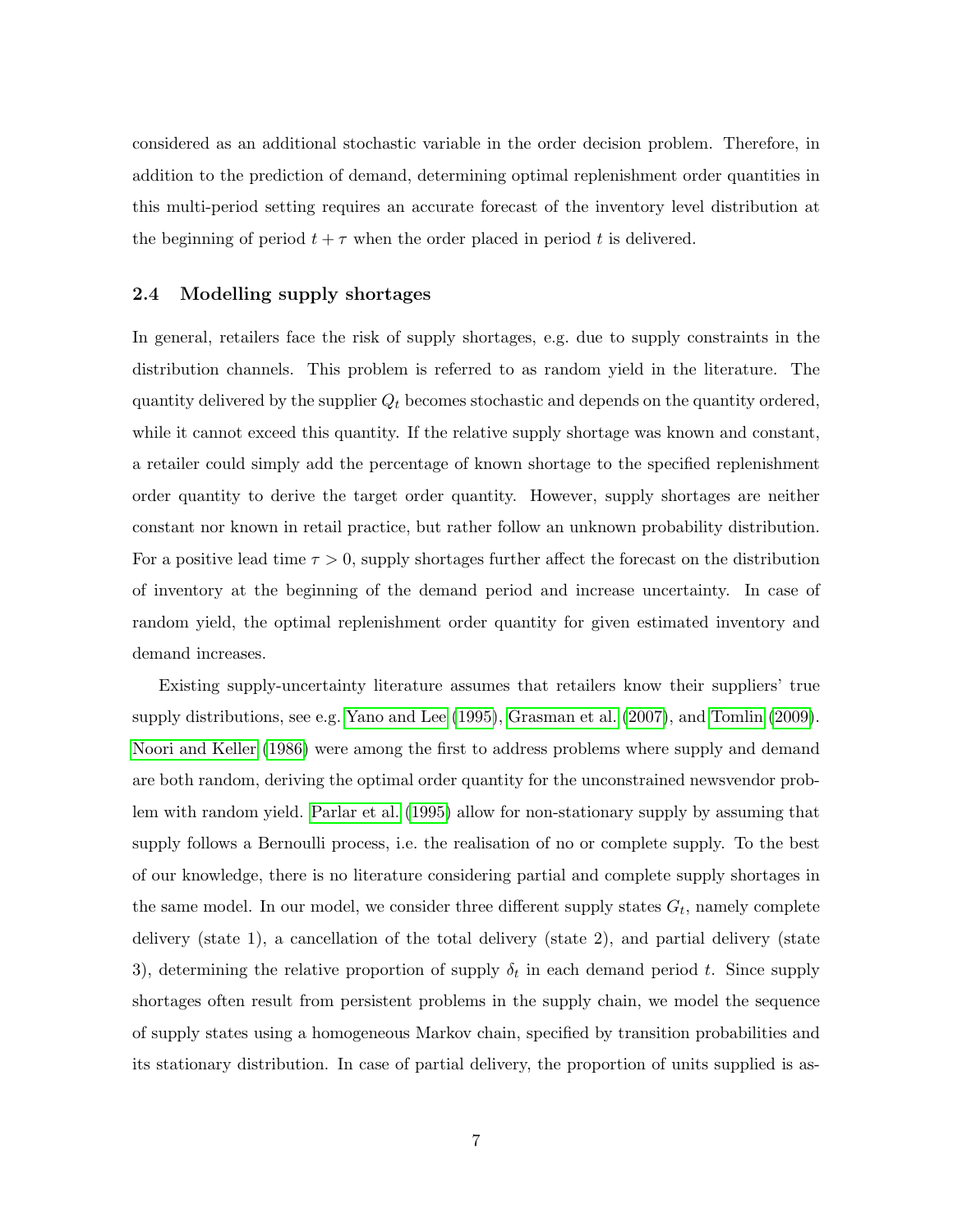considered as an additional stochastic variable in the order decision problem. Therefore, in addition to the prediction of demand, determining optimal replenishment order quantities in this multi-period setting requires an accurate forecast of the inventory level distribution at the beginning of period $t + \tau$ when the order placed in period $t$ is delivered.

### 2.4 Modelling supply shortages

In general, retailers face the risk of supply shortages, e.g. due to supply constraints in the distribution channels. This problem is referred to as random yield in the literature. The quantity delivered by the supplier $Q_t$ becomes stochastic and depends on the quantity ordered, while it cannot exceed this quantity. If the relative supply shortage was known and constant, a retailer could simply add the percentage of known shortage to the specified replenishment order quantity to derive the target order quantity. However, supply shortages are neither constant nor known in retail practice, but rather follow an unknown probability distribution. For a positive lead time $\tau > 0$, supply shortages further affect the forecast on the distribution of inventory at the beginning of the demand period and increase uncertainty. In case of random yield, the optimal replenishment order quantity for given estimated inventory and demand increases.

Existing supply-uncertainty literature assumes that retailers know their suppliers' true supply distributions, see e.g. Yano and Lee (1995), Grasman et al. (2007), and Tomlin (2009). Noori and Keller (1986) were among the first to address problems where supply and demand are both random, deriving the optimal order quantity for the unconstrained newsvendor problem with random yield. Parlar et al. (1995) allow for non-stationary supply by assuming that supply follows a Bernoulli process, i.e. the realisation of no or complete supply. To the best of our knowledge, there is no literature considering partial and complete supply shortages in the same model. In our model, we consider three different supply states $G_t$, namely complete delivery (state 1), a cancellation of the total delivery (state 2), and partial delivery (state 3), determining the relative proportion of supply $\delta_t$ in each demand period $t$. Since supply shortages often result from persistent problems in the supply chain, we model the sequence of supply states using a homogeneous Markov chain, specified by transition probabilities and its stationary distribution. In case of partial delivery, the proportion of units supplied is as-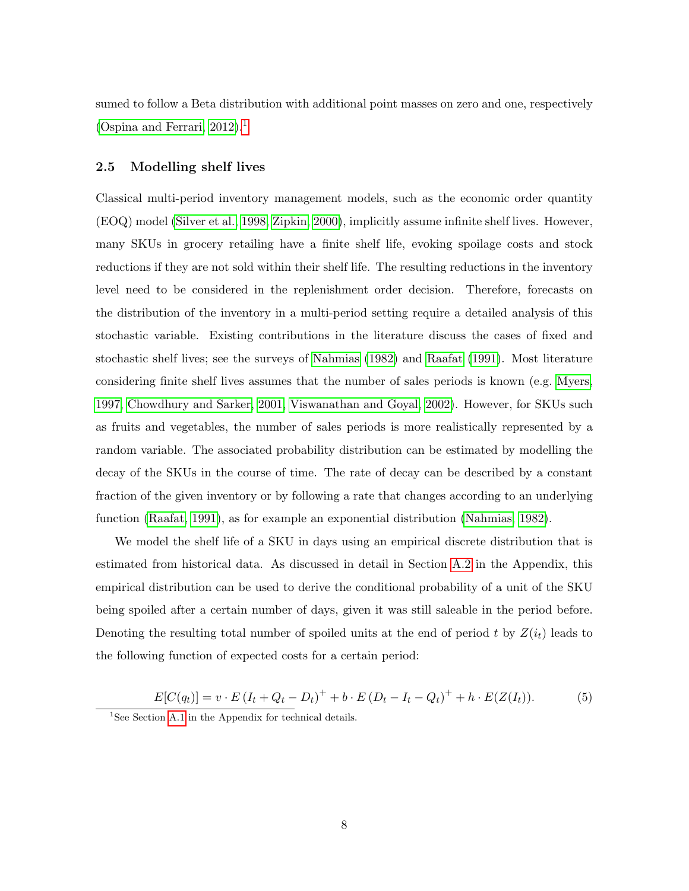sumed to follow a Beta distribution with additional point masses on zero and one, respectively (Ospina and Ferrari, 2012).[1]

### 2.5 Modelling shelf lives

Classical multi-period inventory management models, such as the economic order quantity (EOQ) model (Silver et al., 1998; Zipkin, 2000), implicitly assume infinite shelf lives. However, many SKUs in grocery retailing have a finite shelf life, evoking spoilage costs and stock reductions if they are not sold within their shelf life. The resulting reductions in the inventory level need to be considered in the replenishment order decision. Therefore, forecasts on the distribution of the inventory in a multi-period setting require a detailed analysis of this stochastic variable. Existing contributions in the literature discuss the cases of fixed and stochastic shelf lives; see the surveys of Nahmias (1982) and Raafat (1991). Most literature considering finite shelf lives assumes that the number of sales periods is known (e.g. Myers, 1997; Chowdhury and Sarker, 2001; Viswanathan and Goyal, 2002). However, for SKUs such as fruits and vegetables, the number of sales periods is more realistically represented by a random variable. The associated probability distribution can be estimated by modelling the decay of the SKUs in the course of time. The rate of decay can be described by a constant fraction of the given inventory or by following a rate that changes according to an underlying function (Raafat, 1991), as for example an exponential distribution (Nahmias, 1982).

We model the shelf life of a SKU in days using an empirical discrete distribution that is estimated from historical data. As discussed in detail in Section A.2 in the Appendix, this empirical distribution can be used to derive the conditional probability of a unit of the SKU being spoiled after a certain number of days, given it was still saleable in the period before. Denoting the resulting total number of spoiled units at the end of period $t$ by $Z(i_t)$ leads to the following function of expected costs for a certain period:

$$E[C(q_t)] = v \cdot E\left(I_t + Q_t - D_t\right)^+ + b \cdot E\left(D_t - I_t - Q_t\right)^+ + h \cdot E(Z(I_t)). \tag{5}$$

[1] See Section A.1 in the Appendix for technical details.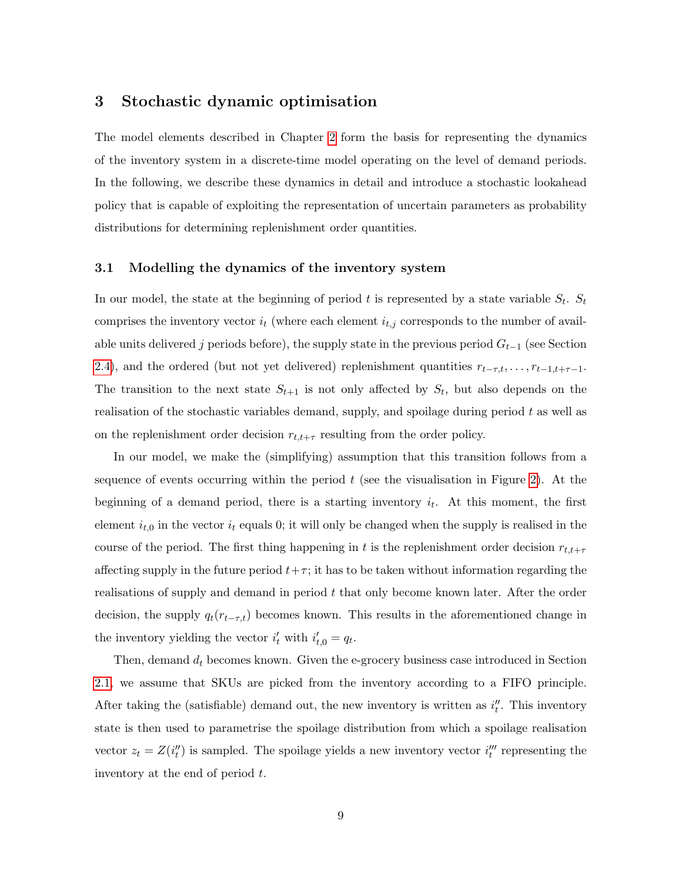## 3 Stochastic dynamic optimisation

The model elements described in Chapter 2 form the basis for representing the dynamics of the inventory system in a discrete-time model operating on the level of demand periods. In the following, we describe these dynamics in detail and introduce a stochastic lookahead policy that is capable of exploiting the representation of uncertain parameters as probability distributions for determining replenishment order quantities.

### 3.1 Modelling the dynamics of the inventory system

In our model, the state at the beginning of period $t$ is represented by a state variable $S_t$. $S_t$ comprises the inventory vector $i_t$ (where each element $i_{t,j}$ corresponds to the number of available units delivered $j$ periods before), the supply state in the previous period $G_{t-1}$ (see Section 2.4), and the ordered (but not yet delivered) replenishment quantities $r_{t-\tau,t}, \ldots, r_{t-1,t+\tau-1}$. The transition to the next state $S_{t+1}$ is not only affected by $S_t$, but also depends on the realisation of the stochastic variables demand, supply, and spoilage during period $t$ as well as on the replenishment order decision $r_{t,t+\tau}$ resulting from the order policy.

In our model, we make the (simplifying) assumption that this transition follows from a sequence of events occurring within the period $t$ (see the visualisation in Figure 2). At the beginning of a demand period, there is a starting inventory $i_t$. At this moment, the first element $i_{t,0}$ in the vector $i_t$ equals 0; it will only be changed when the supply is realised in the course of the period. The first thing happening in $t$ is the replenishment order decision $r_{t,t+\tau}$ affecting supply in the future period $t+\tau$; it has to be taken without information regarding the realisations of supply and demand in period $t$ that only become known later. After the order decision, the supply $q_t(r_{t-\tau,t})$ becomes known. This results in the aforementioned change in the inventory yielding the vector $i'_t$ with $i'_{t,0} = q_t$.

Then, demand $d_t$ becomes known. Given the e-grocery business case introduced in Section 2.1, we assume that SKUs are picked from the inventory according to a FIFO principle. After taking the (satisfiable) demand out, the new inventory is written as $i''_t$. This inventory state is then used to parametrise the spoilage distribution from which a spoilage realisation vector $z_t = Z(i''_t)$ is sampled. The spoilage yields a new inventory vector $i'''_t$ representing the inventory at the end of period $t$.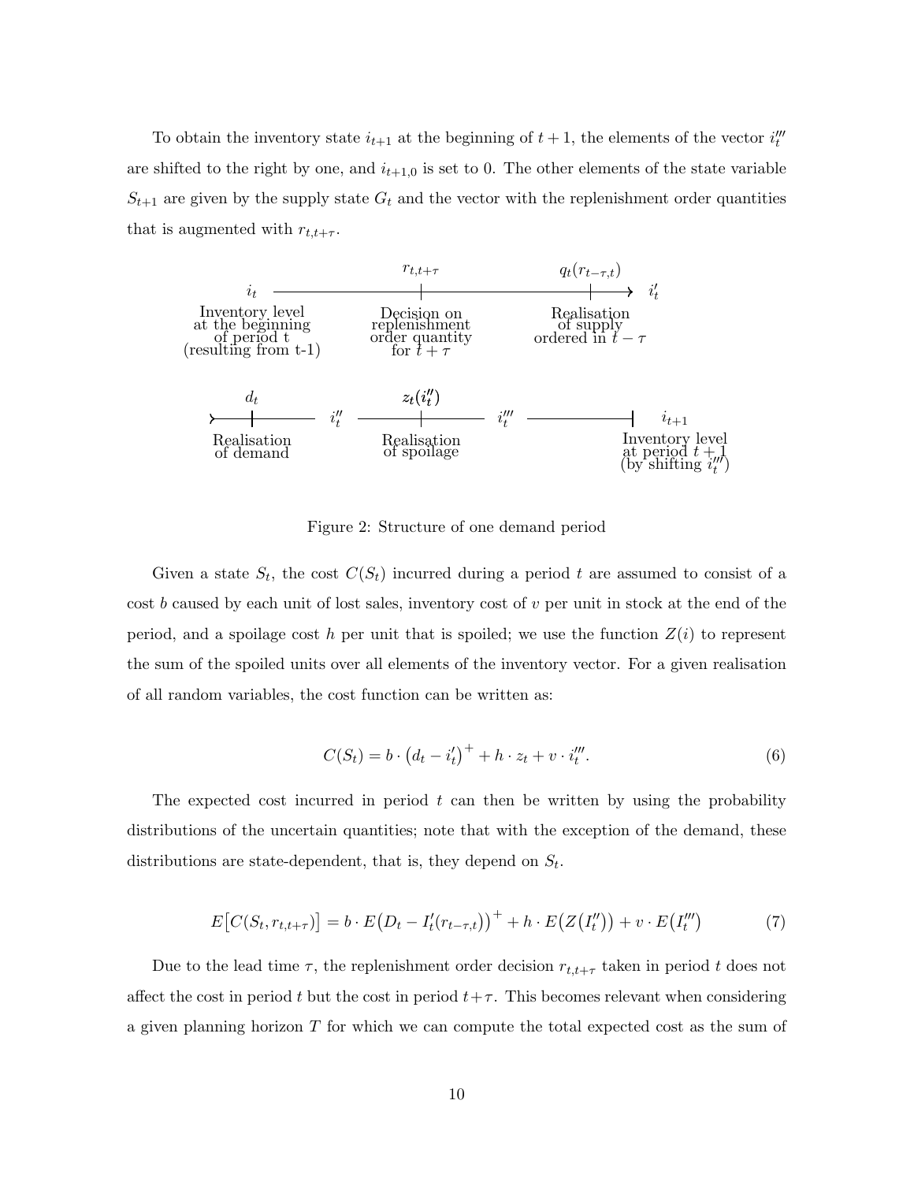To obtain the inventory state $i_{t+1}$ at the beginning of $t+1$, the elements of the vector $i'''_t$ are shifted to the right by one, and $i_{t+1,0}$ is set to 0. The other elements of the state variable $S_{t+1}$ are given by the supply state $G_t$ and the vector with the replenishment order quantities that is augmented with $r_{t,t+\tau}$.

Figure 2: Structure of one demand period

Given a state $S_t$, the cost $C(S_t)$ incurred during a period $t$ are assumed to consist of a cost $b$ caused by each unit of lost sales, inventory cost of $v$ per unit in stock at the end of the period, and a spoilage cost $h$ per unit that is spoiled; we use the function $Z(i)$ to represent the sum of the spoiled units over all elements of the inventory vector. For a given realisation of all random variables, the cost function can be written as:

$$C(S_t) = b \cdot \left(d_t - i'_t\right)^+ + h \cdot z_t + v \cdot i'''_t. \tag{6}$$

The expected cost incurred in period $t$ can then be written by using the probability distributions of the uncertain quantities; note that with the exception of the demand, these distributions are state-dependent, that is, they depend on $S_t$.

$$E\big[C(S_t, r_{t,t+\tau})\big] = b \cdot E\big(D_t - I'_t(r_{t-\tau,t})\big)^+ + h \cdot E\big(Z\big(I''_t\big)\big) + v \cdot E\big(I'''_t\big) \tag{7}$$

Due to the lead time $\tau$, the replenishment order decision $r_{t,t+\tau}$ taken in period $t$ does not affect the cost in period $t$ but the cost in period $t+\tau$. This becomes relevant when considering a given planning horizon $T$ for which we can compute the total expected cost as the sum of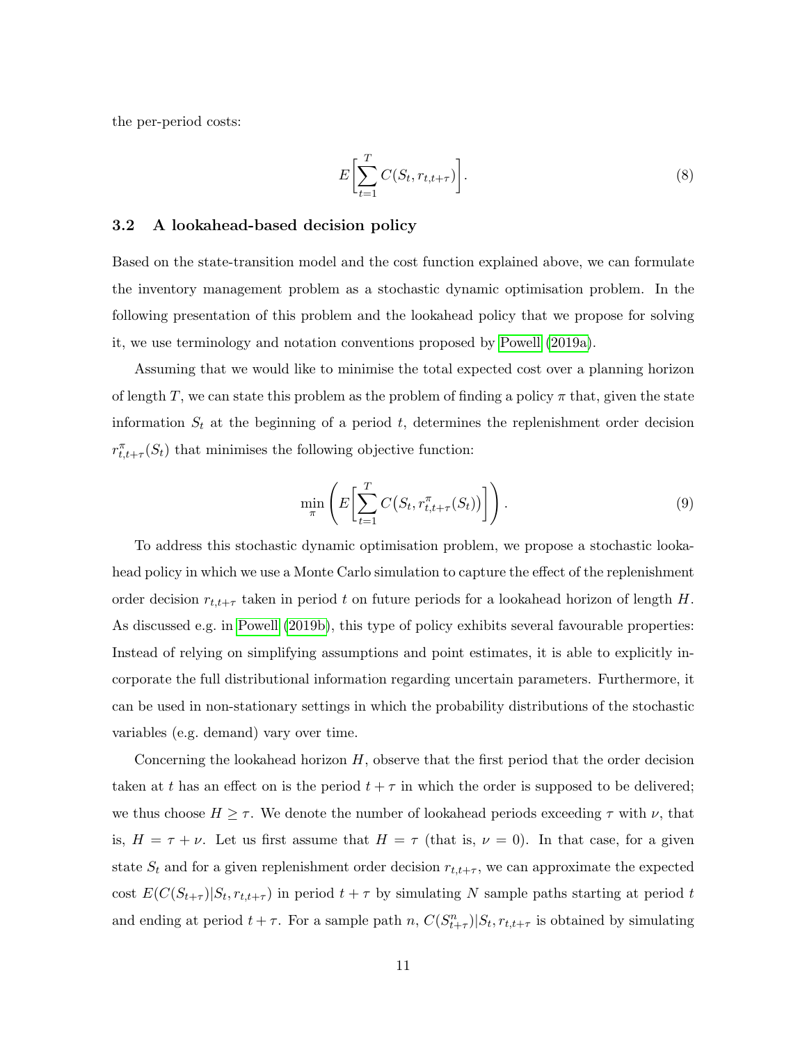the per-period costs:

$$E\Bigg[\sum_{t=1}^{T} C(S_t, r_{t,t+\tau})\Bigg]. \tag{8}$$

### 3.2 A lookahead-based decision policy

Based on the state-transition model and the cost function explained above, we can formulate the inventory management problem as a stochastic dynamic optimisation problem. In the following presentation of this problem and the lookahead policy that we propose for solving it, we use terminology and notation conventions proposed by Powell (2019a).

Assuming that we would like to minimise the total expected cost over a planning horizon of length $T$, we can state this problem as the problem of finding a policy $\pi$ that, given the state information $S_t$ at the beginning of a period $t$, determines the replenishment order decision $r^{\pi}_{t,t+\tau}(S_t)$ that minimises the following objective function:

$$\min_{\pi} \left( E\Bigg[\sum_{t=1}^{T} C\big(S_t, r^{\pi}_{t,t+\tau}(S_t)\big)\Bigg]\right). \tag{9}$$

To address this stochastic dynamic optimisation problem, we propose a stochastic lookahead policy in which we use a Monte Carlo simulation to capture the effect of the replenishment order decision $r_{t,t+\tau}$ taken in period $t$ on future periods for a lookahead horizon of length $H$. As discussed e.g. in Powell (2019b), this type of policy exhibits several favourable properties: Instead of relying on simplifying assumptions and point estimates, it is able to explicitly incorporate the full distributional information regarding uncertain parameters. Furthermore, it can be used in non-stationary settings in which the probability distributions of the stochastic variables (e.g. demand) vary over time.

Concerning the lookahead horizon $H$, observe that the first period that the order decision taken at $t$ has an effect on is the period $t+\tau$ in which the order is supposed to be delivered; we thus choose $H \geq \tau$. We denote the number of lookahead periods exceeding $\tau$ with $\nu$, that is, $H = \tau + \nu$. Let us first assume that $H = \tau$ (that is, $\nu = 0$). In that case, for a given state $S_t$ and for a given replenishment order decision $r_{t,t+\tau}$, we can approximate the expected cost $E(C(S_{t+\tau})|S_t, r_{t,t+\tau})$ in period $t+\tau$ by simulating $N$ sample paths starting at period $t$ and ending at period $t+\tau$. For a sample path $n$, $C(S^n_{t+\tau})|S_t, r_{t,t+\tau}$ is obtained by simulating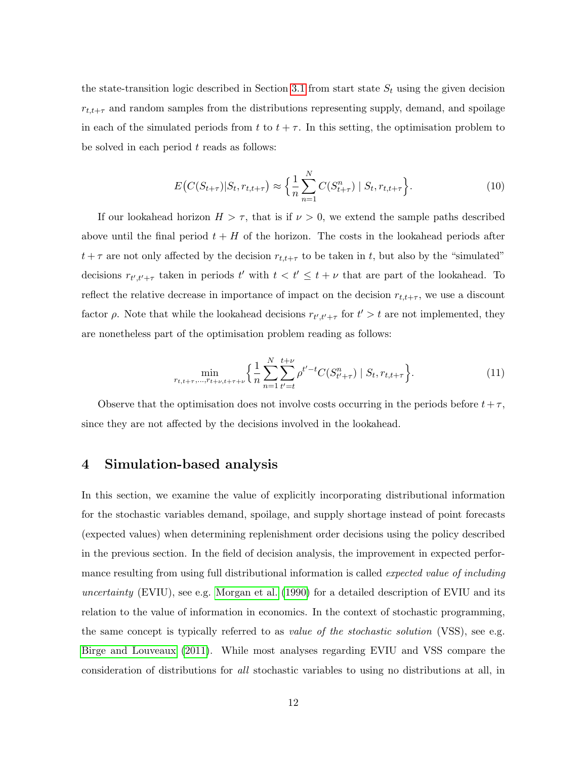the state-transition logic described in Section 3.1 from start state $S_t$ using the given decision $r_{t,t+\tau}$ and random samples from the distributions representing supply, demand, and spoilage in each of the simulated periods from $t$ to $t+\tau$. In this setting, the optimisation problem to be solved in each period $t$ reads as follows:

$$E\big(C(S_{t+\tau})|S_t, r_{t,t+\tau}\big) \approx \Big\{\frac{1}{n}\sum_{n=1}^{N} C(S^n_{t+\tau}) \mid S_t, r_{t,t+\tau}\Big\}. \tag{10}$$

If our lookahead horizon $H > \tau$, that is if $\nu > 0$, we extend the sample paths described above until the final period $t+H$ of the horizon. The costs in the lookahead periods after $t+\tau$ are not only affected by the decision $r_{t,t+\tau}$ to be taken in $t$, but also by the "simulated" decisions $r_{t',t'+\tau}$ taken in periods $t'$ with $t < t' \leq t+\nu$ that are part of the lookahead. To reflect the relative decrease in importance of impact on the decision $r_{t,t+\tau}$, we use a discount factor $\rho$. Note that while the lookahead decisions $r_{t',t'+\tau}$ for $t' > t$ are not implemented, they are nonetheless part of the optimisation problem reading as follows:

$$\min_{r_{t,t+\tau},\ldots,r_{t+\nu,t+\tau+\nu}} \Big\{\frac{1}{n}\sum_{n=1}^{N}\sum_{t'=t}^{t+\nu} \rho^{t'-t} C(S^n_{t'+\tau}) \mid S_t, r_{t,t+\tau}\Big\}. \tag{11}$$

Observe that the optimisation does not involve costs occurring in the periods before $t+\tau$, since they are not affected by the decisions involved in the lookahead.

# 4 Simulation-based analysis

In this section, we examine the value of explicitly incorporating distributional information for the stochastic variables demand, spoilage, and supply shortage instead of point forecasts (expected values) when determining replenishment order decisions using the policy described in the previous section. In the field of decision analysis, the improvement in expected performance resulting from using full distributional information is called *expected value of including uncertainty* (EVIU), see e.g. Morgan et al. (1990) for a detailed description of EVIU and its relation to the value of information in economics. In the context of stochastic programming, the same concept is typically referred to as *value of the stochastic solution* (VSS), see e.g. Birge and Louveaux (2011). While most analyses regarding EVIU and VSS compare the consideration of distributions for *all* stochastic variables to using no distributions at all, in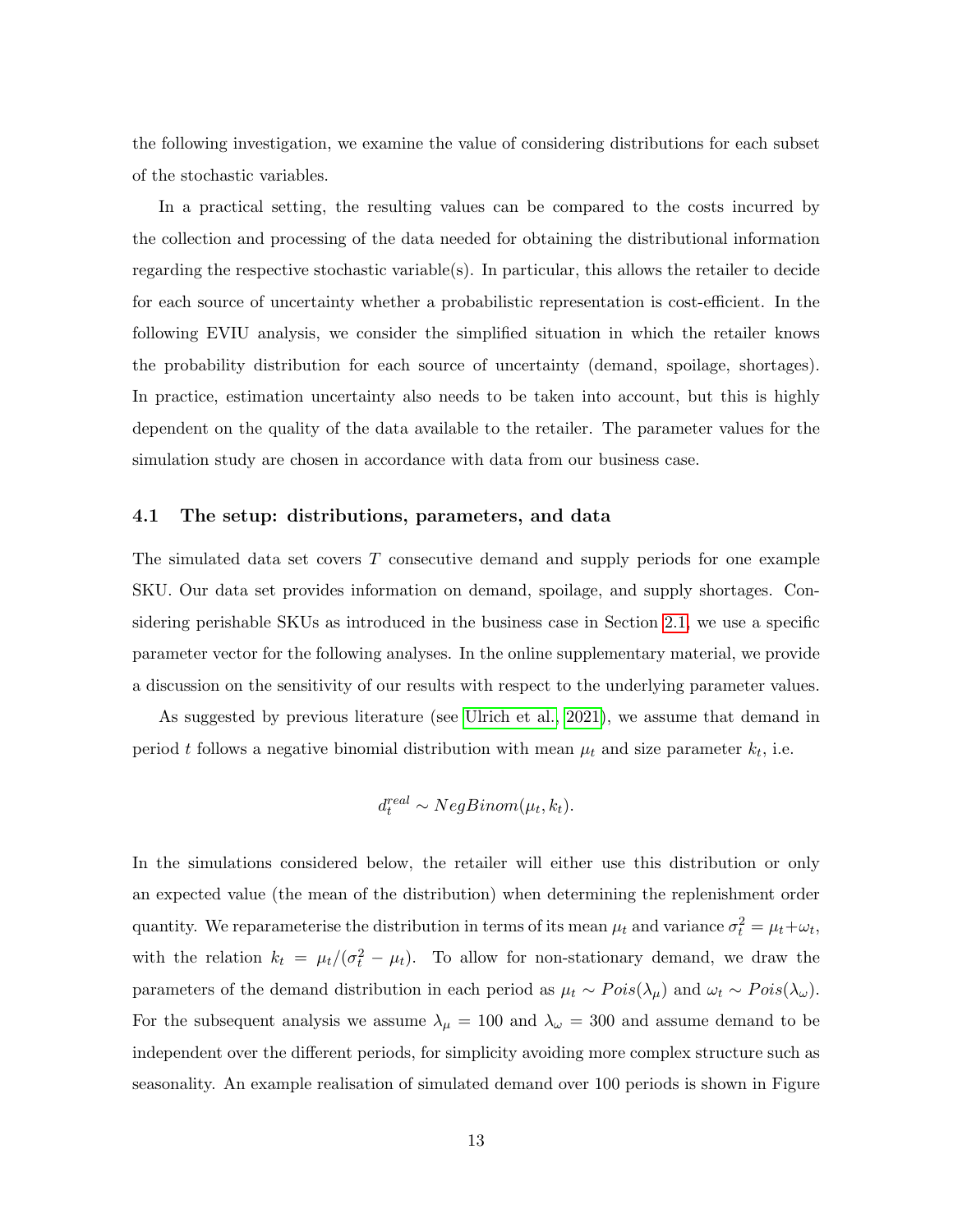the following investigation, we examine the value of considering distributions for each subset of the stochastic variables.

In a practical setting, the resulting values can be compared to the costs incurred by the collection and processing of the data needed for obtaining the distributional information regarding the respective stochastic variable(s). In particular, this allows the retailer to decide for each source of uncertainty whether a probabilistic representation is cost-efficient. In the following EVIU analysis, we consider the simplified situation in which the retailer knows the probability distribution for each source of uncertainty (demand, spoilage, shortages). In practice, estimation uncertainty also needs to be taken into account, but this is highly dependent on the quality of the data available to the retailer. The parameter values for the simulation study are chosen in accordance with data from our business case.

## 4.1 The setup: distributions, parameters, and data

The simulated data set covers $T$ consecutive demand and supply periods for one example SKU. Our data set provides information on demand, spoilage, and supply shortages. Considering perishable SKUs as introduced in the business case in Section 2.1, we use a specific parameter vector for the following analyses. In the online supplementary material, we provide a discussion on the sensitivity of our results with respect to the underlying parameter values.

As suggested by previous literature (see Ulrich et al., 2021), we assume that demand in period $t$ follows a negative binomial distribution with mean $\mu_t$ and size parameter $k_t$, i.e.

$$d_t^{real} \sim NegBinom(\mu_t, k_t).$$

In the simulations considered below, the retailer will either use this distribution or only an expected value (the mean of the distribution) when determining the replenishment order quantity. We reparameterise the distribution in terms of its mean $\mu_t$ and variance $\sigma_t^2 = \mu_t + \omega_t$, with the relation $k_t = \mu_t/(\sigma_t^2 - \mu_t)$. To allow for non-stationary demand, we draw the parameters of the demand distribution in each period as $\mu_t \sim Pois(\lambda_\mu)$ and $\omega_t \sim Pois(\lambda_\omega)$. For the subsequent analysis we assume $\lambda_\mu = 100$ and $\lambda_\omega = 300$ and assume demand to be independent over the different periods, for simplicity avoiding more complex structure such as seasonality. An example realisation of simulated demand over 100 periods is shown in Figure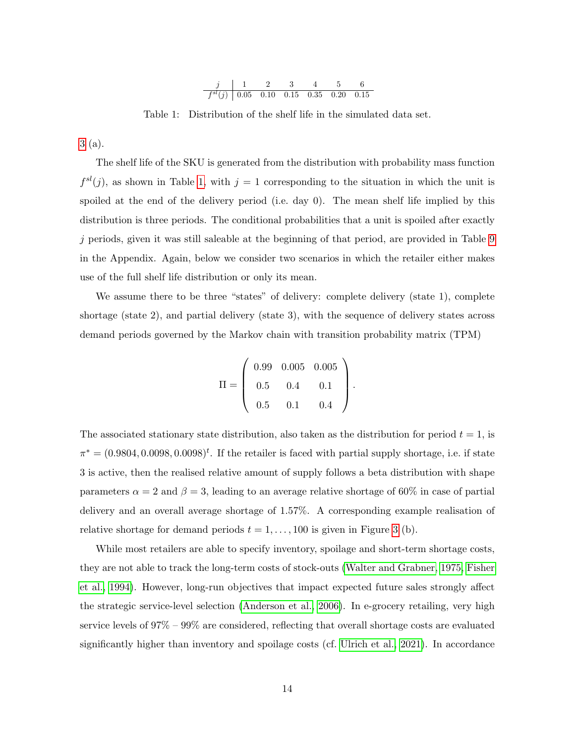| $j$ | 1 | 2 | 3 | 4 | 5 | 6 |
|---|---|---|---|---|---|---|
| $f^{sl}(j)$ | 0.05 | 0.10 | 0.15 | 0.35 | 0.20 | 0.15 |

Table 1: Distribution of the shelf life in the simulated data set.

3 (a).

The shelf life of the SKU is generated from the distribution with probability mass function $f^{sl}(j)$, as shown in Table 1, with $j = 1$ corresponding to the situation in which the unit is spoiled at the end of the delivery period (i.e. day 0). The mean shelf life implied by this distribution is three periods. The conditional probabilities that a unit is spoiled after exactly $j$ periods, given it was still saleable at the beginning of that period, are provided in Table 9 in the Appendix. Again, below we consider two scenarios in which the retailer either makes use of the full shelf life distribution or only its mean.

We assume there to be three "states" of delivery: complete delivery (state 1), complete shortage (state 2), and partial delivery (state 3), with the sequence of delivery states across demand periods governed by the Markov chain with transition probability matrix (TPM)

$$\Pi = \begin{pmatrix} 0.99 & 0.005 & 0.005 \\ 0.5 & 0.4 & 0.1 \\ 0.5 & 0.1 & 0.4 \end{pmatrix}.$$

The associated stationary state distribution, also taken as the distribution for period $t = 1$, is $\pi^* = (0.9804, 0.0098, 0.0098)^t$. If the retailer is faced with partial supply shortage, i.e. if state 3 is active, then the realised relative amount of supply follows a beta distribution with shape parameters $\alpha = 2$ and $\beta = 3$, leading to an average relative shortage of 60% in case of partial delivery and an overall average shortage of 1.57%. A corresponding example realisation of relative shortage for demand periods $t = 1, \ldots, 100$ is given in Figure 3 (b).

While most retailers are able to specify inventory, spoilage and short-term shortage costs, they are not able to track the long-term costs of stock-outs (Walter and Grabner, 1975, Fisher et al., 1994). However, long-run objectives that impact expected future sales strongly affect the strategic service-level selection (Anderson et al., 2006). In e-grocery retailing, very high service levels of 97% – 99% are considered, reflecting that overall shortage costs are evaluated significantly higher than inventory and spoilage costs (cf. Ulrich et al., 2021). In accordance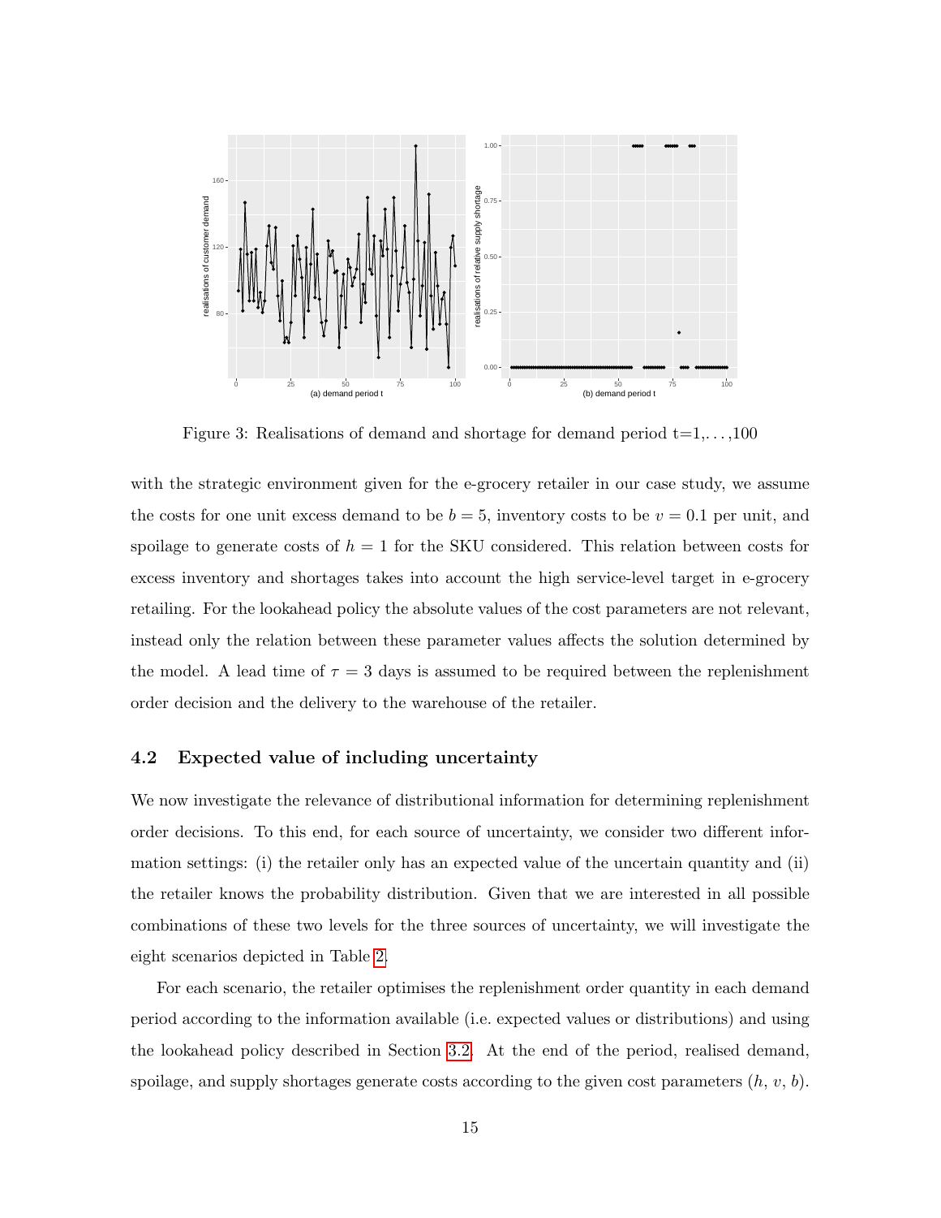Figure 3: Realisations of demand and shortage for demand period t=1,. . . ,100

with the strategic environment given for the e-grocery retailer in our case study, we assume the costs for one unit excess demand to be $b = 5$, inventory costs to be $v = 0.1$ per unit, and spoilage to generate costs of $h = 1$ for the SKU considered. This relation between costs for excess inventory and shortages takes into account the high service-level target in e-grocery retailing. For the lookahead policy the absolute values of the cost parameters are not relevant, instead only the relation between these parameter values affects the solution determined by the model. A lead time of $\tau = 3$ days is assumed to be required between the replenishment order decision and the delivery to the warehouse of the retailer.

## 4.2 Expected value of including uncertainty

We now investigate the relevance of distributional information for determining replenishment order decisions. To this end, for each source of uncertainty, we consider two different information settings: (i) the retailer only has an expected value of the uncertain quantity and (ii) the retailer knows the probability distribution. Given that we are interested in all possible combinations of these two levels for the three sources of uncertainty, we will investigate the eight scenarios depicted in Table 2.

For each scenario, the retailer optimises the replenishment order quantity in each demand period according to the information available (i.e. expected values or distributions) and using the lookahead policy described in Section 3.2. At the end of the period, realised demand, spoilage, and supply shortages generate costs according to the given cost parameters ($h$, $v$, $b$).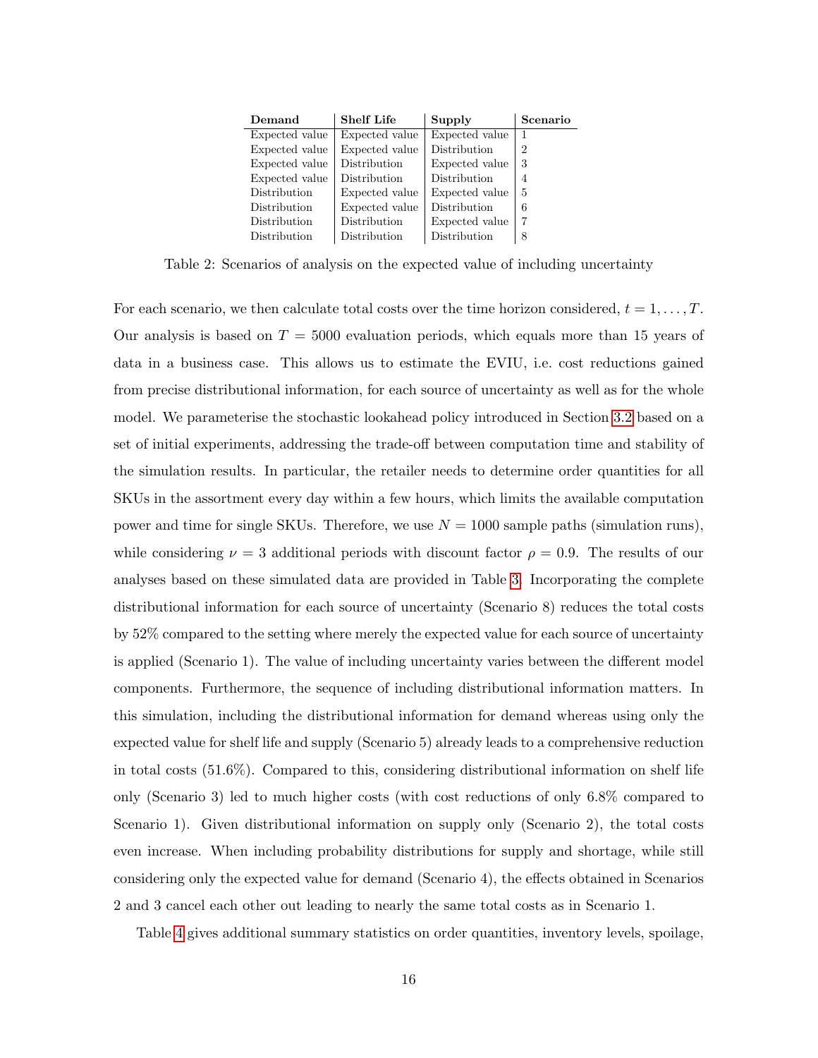| Demand | Shelf Life | Supply | Scenario |
|---|---|---|---|
| Expected value | Expected value | Expected value | 1 |
| Expected value | Expected value | Distribution | 2 |
| Expected value | Distribution | Expected value | 3 |
| Expected value | Distribution | Distribution | 4 |
| Distribution | Expected value | Expected value | 5 |
| Distribution | Expected value | Distribution | 6 |
| Distribution | Distribution | Expected value | 7 |
| Distribution | Distribution | Distribution | 8 |

Table 2: Scenarios of analysis on the expected value of including uncertainty

For each scenario, we then calculate total costs over the time horizon considered, $t = 1, \ldots, T$. Our analysis is based on $T = 5000$ evaluation periods, which equals more than 15 years of data in a business case. This allows us to estimate the EVIU, i.e. cost reductions gained from precise distributional information, for each source of uncertainty as well as for the whole model. We parameterise the stochastic lookahead policy introduced in Section 3.2 based on a set of initial experiments, addressing the trade-off between computation time and stability of the simulation results. In particular, the retailer needs to determine order quantities for all SKUs in the assortment every day within a few hours, which limits the available computation power and time for single SKUs. Therefore, we use $N = 1000$ sample paths (simulation runs), while considering $\nu = 3$ additional periods with discount factor $\rho = 0.9$. The results of our analyses based on these simulated data are provided in Table 3. Incorporating the complete distributional information for each source of uncertainty (Scenario 8) reduces the total costs by 52% compared to the setting where merely the expected value for each source of uncertainty is applied (Scenario 1). The value of including uncertainty varies between the different model components. Furthermore, the sequence of including distributional information matters. In this simulation, including the distributional information for demand whereas using only the expected value for shelf life and supply (Scenario 5) already leads to a comprehensive reduction in total costs (51.6%). Compared to this, considering distributional information on shelf life only (Scenario 3) led to much higher costs (with cost reductions of only 6.8% compared to Scenario 1). Given distributional information on supply only (Scenario 2), the total costs even increase. When including probability distributions for supply and shortage, while still considering only the expected value for demand (Scenario 4), the effects obtained in Scenarios 2 and 3 cancel each other out leading to nearly the same total costs as in Scenario 1.

Table 4 gives additional summary statistics on order quantities, inventory levels, spoilage,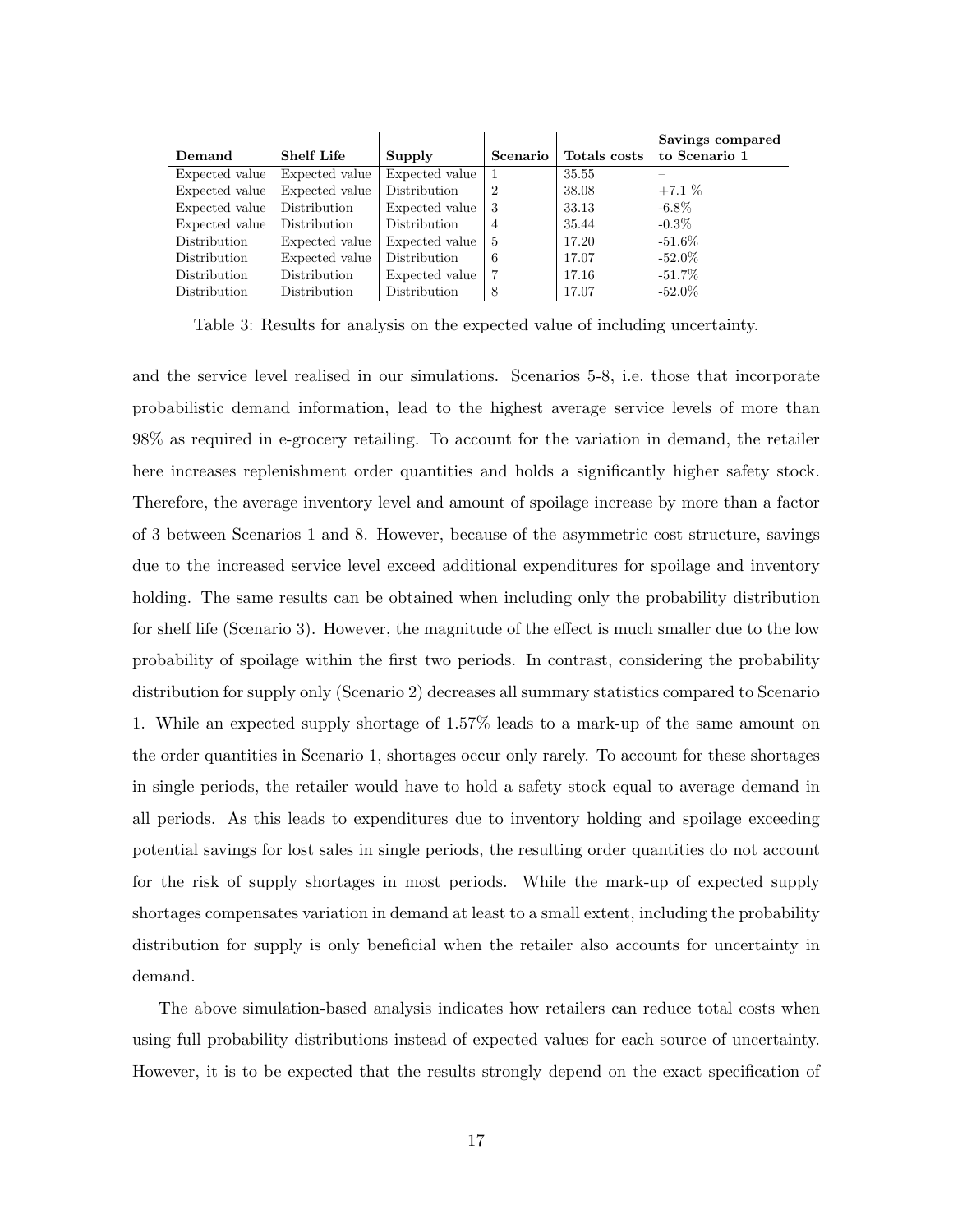| Demand | Shelf Life | Supply | Scenario | Totals costs | Savings compared to Scenario 1 |
|---|---|---|---|---|---|
| Expected value | Expected value | Expected value | 1 | 35.55 | – |
| Expected value | Expected value | Distribution | 2 | 38.08 | +7.1 % |
| Expected value | Distribution | Expected value | 3 | 33.13 | -6.8% |
| Expected value | Distribution | Distribution | 4 | 35.44 | -0.3% |
| Distribution | Expected value | Expected value | 5 | 17.20 | -51.6% |
| Distribution | Expected value | Distribution | 6 | 17.07 | -52.0% |
| Distribution | Distribution | Expected value | 7 | 17.16 | -51.7% |
| Distribution | Distribution | Distribution | 8 | 17.07 | -52.0% |

Table 3: Results for analysis on the expected value of including uncertainty.

and the service level realised in our simulations. Scenarios 5-8, i.e. those that incorporate probabilistic demand information, lead to the highest average service levels of more than 98% as required in e-grocery retailing. To account for the variation in demand, the retailer here increases replenishment order quantities and holds a significantly higher safety stock. Therefore, the average inventory level and amount of spoilage increase by more than a factor of 3 between Scenarios 1 and 8. However, because of the asymmetric cost structure, savings due to the increased service level exceed additional expenditures for spoilage and inventory holding. The same results can be obtained when including only the probability distribution for shelf life (Scenario 3). However, the magnitude of the effect is much smaller due to the low probability of spoilage within the first two periods. In contrast, considering the probability distribution for supply only (Scenario 2) decreases all summary statistics compared to Scenario 1. While an expected supply shortage of 1.57% leads to a mark-up of the same amount on the order quantities in Scenario 1, shortages occur only rarely. To account for these shortages in single periods, the retailer would have to hold a safety stock equal to average demand in all periods. As this leads to expenditures due to inventory holding and spoilage exceeding potential savings for lost sales in single periods, the resulting order quantities do not account for the risk of supply shortages in most periods. While the mark-up of expected supply shortages compensates variation in demand at least to a small extent, including the probability distribution for supply is only beneficial when the retailer also accounts for uncertainty in demand.

The above simulation-based analysis indicates how retailers can reduce total costs when using full probability distributions instead of expected values for each source of uncertainty. However, it is to be expected that the results strongly depend on the exact specification of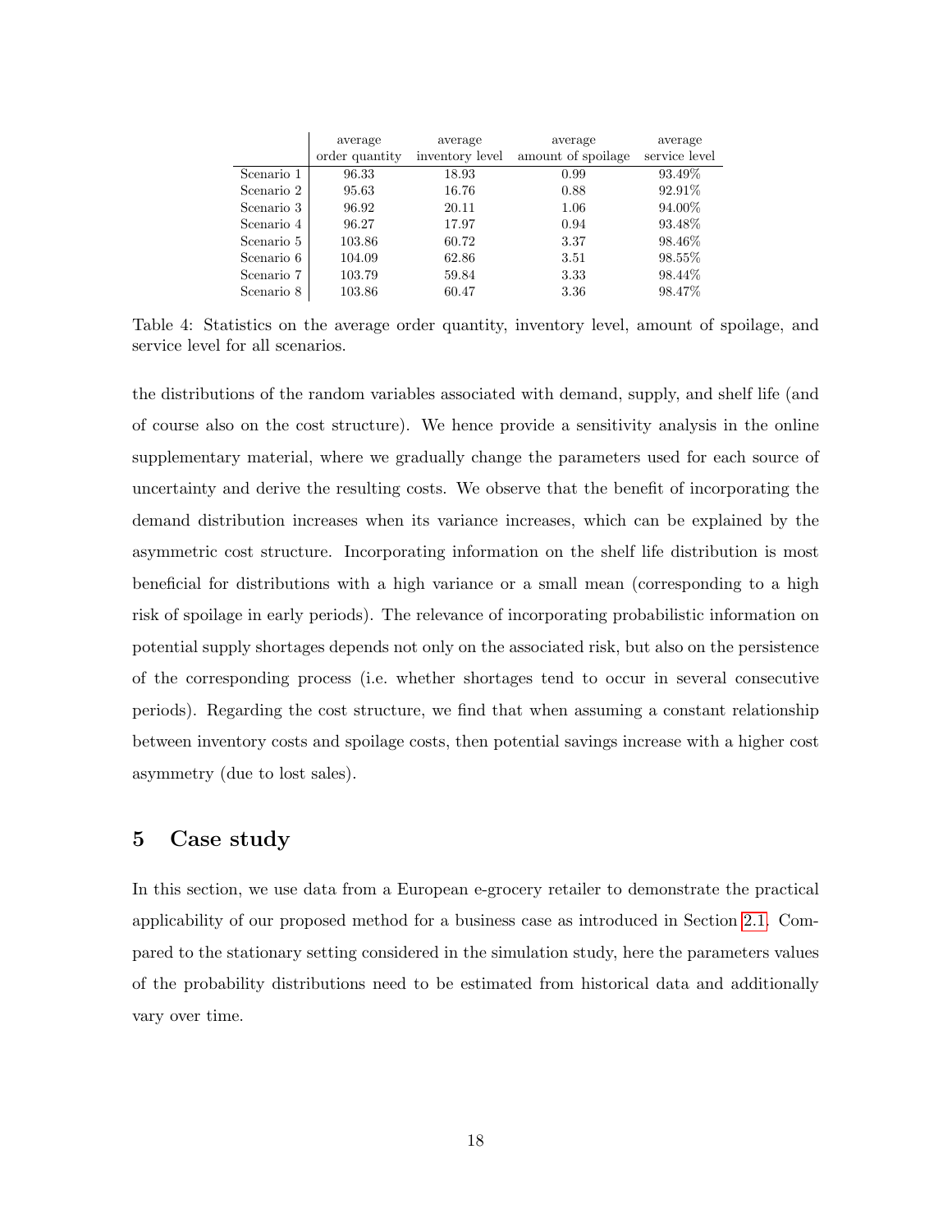| | average order quantity | average inventory level | average amount of spoilage | average service level |
|---|---|---|---|---|
| Scenario 1 | 96.33 | 18.93 | 0.99 | 93.49% |
| Scenario 2 | 95.63 | 16.76 | 0.88 | 92.91% |
| Scenario 3 | 96.92 | 20.11 | 1.06 | 94.00% |
| Scenario 4 | 96.27 | 17.97 | 0.94 | 93.48% |
| Scenario 5 | 103.86 | 60.72 | 3.37 | 98.46% |
| Scenario 6 | 104.09 | 62.86 | 3.51 | 98.55% |
| Scenario 7 | 103.79 | 59.84 | 3.33 | 98.44% |
| Scenario 8 | 103.86 | 60.47 | 3.36 | 98.47% |

Table 4: Statistics on the average order quantity, inventory level, amount of spoilage, and service level for all scenarios.

the distributions of the random variables associated with demand, supply, and shelf life (and of course also on the cost structure). We hence provide a sensitivity analysis in the online supplementary material, where we gradually change the parameters used for each source of uncertainty and derive the resulting costs. We observe that the benefit of incorporating the demand distribution increases when its variance increases, which can be explained by the asymmetric cost structure. Incorporating information on the shelf life distribution is most beneficial for distributions with a high variance or a small mean (corresponding to a high risk of spoilage in early periods). The relevance of incorporating probabilistic information on potential supply shortages depends not only on the associated risk, but also on the persistence of the corresponding process (i.e. whether shortages tend to occur in several consecutive periods). Regarding the cost structure, we find that when assuming a constant relationship between inventory costs and spoilage costs, then potential savings increase with a higher cost asymmetry (due to lost sales).

## 5 Case study

In this section, we use data from a European e-grocery retailer to demonstrate the practical applicability of our proposed method for a business case as introduced in Section 2.1. Compared to the stationary setting considered in the simulation study, here the parameters values of the probability distributions need to be estimated from historical data and additionally vary over time.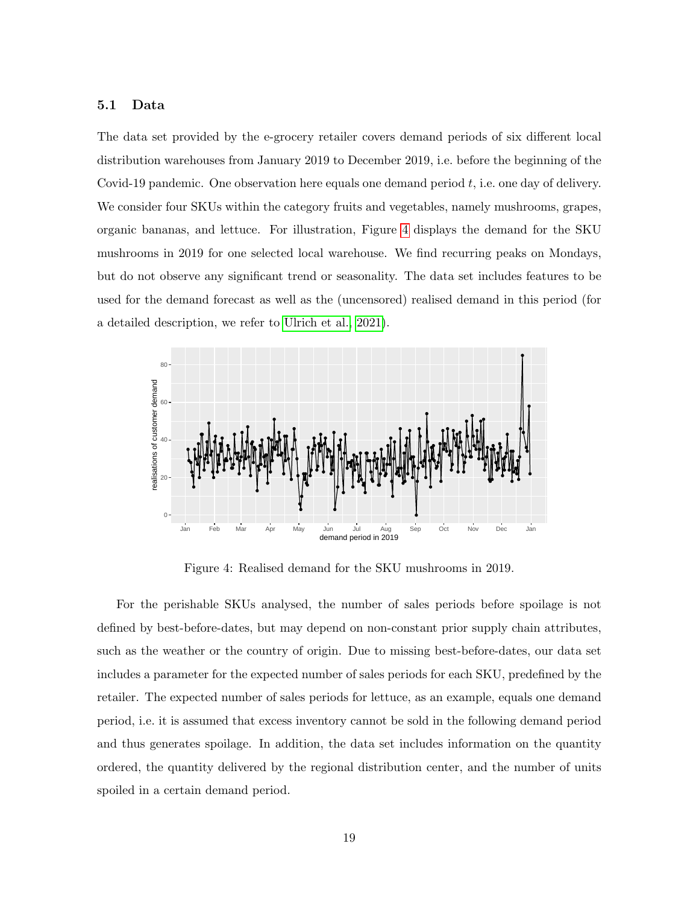### 5.1 Data

The data set provided by the e-grocery retailer covers demand periods of six different local distribution warehouses from January 2019 to December 2019, i.e. before the beginning of the Covid-19 pandemic. One observation here equals one demand period $t$, i.e. one day of delivery. We consider four SKUs within the category fruits and vegetables, namely mushrooms, grapes, organic bananas, and lettuce. For illustration, Figure 4 displays the demand for the SKU mushrooms in 2019 for one selected local warehouse. We find recurring peaks on Mondays, but do not observe any significant trend or seasonality. The data set includes features to be used for the demand forecast as well as the (uncensored) realised demand in this period (for a detailed description, we refer to Ulrich et al., 2021).

Figure 4: Realised demand for the SKU mushrooms in 2019.

For the perishable SKUs analysed, the number of sales periods before spoilage is not defined by best-before-dates, but may depend on non-constant prior supply chain attributes, such as the weather or the country of origin. Due to missing best-before-dates, our data set includes a parameter for the expected number of sales periods for each SKU, predefined by the retailer. The expected number of sales periods for lettuce, as an example, equals one demand period, i.e. it is assumed that excess inventory cannot be sold in the following demand period and thus generates spoilage. In addition, the data set includes information on the quantity ordered, the quantity delivered by the regional distribution center, and the number of units spoiled in a certain demand period.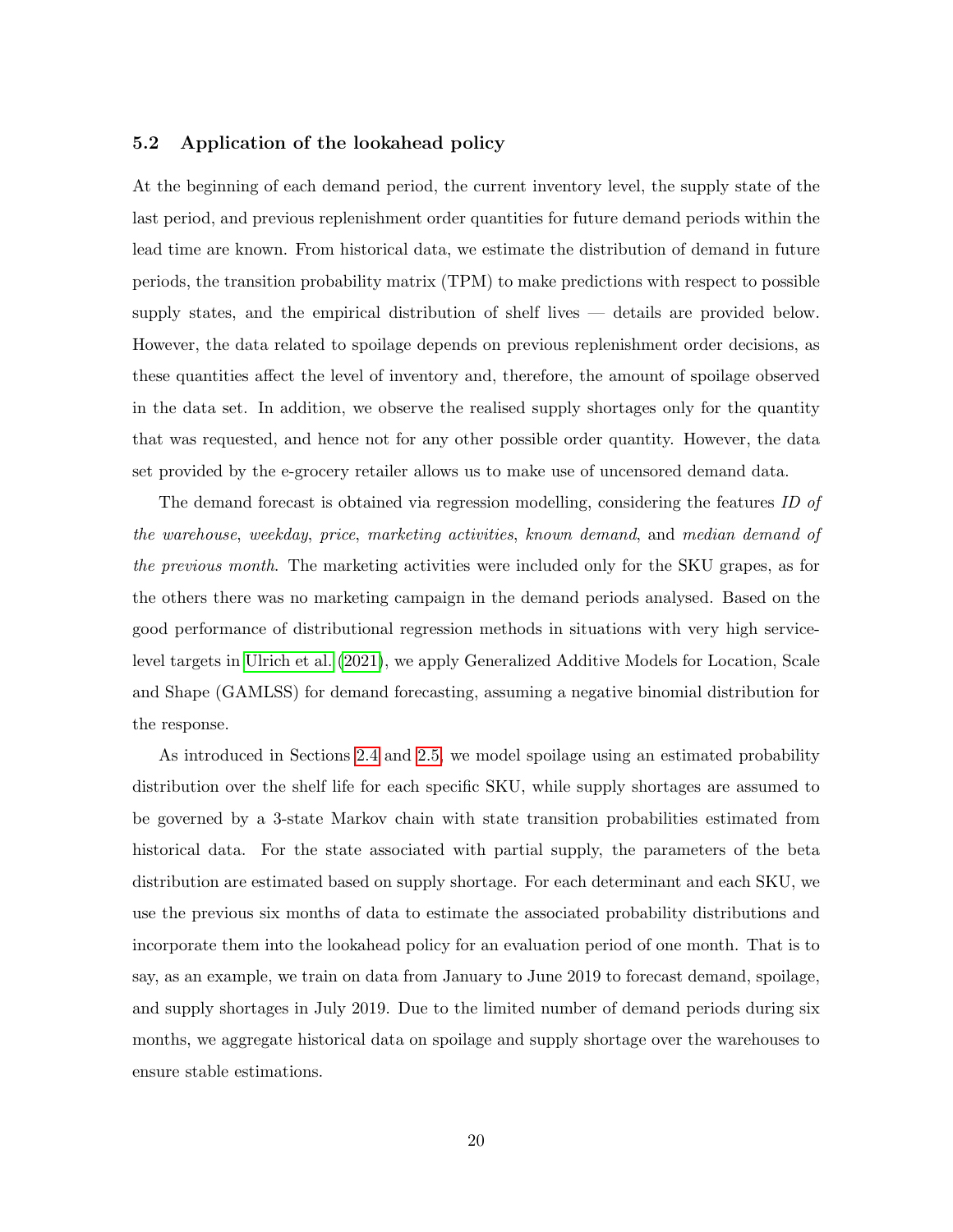### 5.2 Application of the lookahead policy

At the beginning of each demand period, the current inventory level, the supply state of the last period, and previous replenishment order quantities for future demand periods within the lead time are known. From historical data, we estimate the distribution of demand in future periods, the transition probability matrix (TPM) to make predictions with respect to possible supply states, and the empirical distribution of shelf lives — details are provided below. However, the data related to spoilage depends on previous replenishment order decisions, as these quantities affect the level of inventory and, therefore, the amount of spoilage observed in the data set. In addition, we observe the realised supply shortages only for the quantity that was requested, and hence not for any other possible order quantity. However, the data set provided by the e-grocery retailer allows us to make use of uncensored demand data.

The demand forecast is obtained via regression modelling, considering the features *ID of the warehouse*, *weekday*, *price*, *marketing activities*, *known demand*, and *median demand of the previous month*. The marketing activities were included only for the SKU grapes, as for the others there was no marketing campaign in the demand periods analysed. Based on the good performance of distributional regression methods in situations with very high service-level targets in Ulrich et al. (2021), we apply Generalized Additive Models for Location, Scale and Shape (GAMLSS) for demand forecasting, assuming a negative binomial distribution for the response.

As introduced in Sections 2.4 and 2.5, we model spoilage using an estimated probability distribution over the shelf life for each specific SKU, while supply shortages are assumed to be governed by a 3-state Markov chain with state transition probabilities estimated from historical data. For the state associated with partial supply, the parameters of the beta distribution are estimated based on supply shortage. For each determinant and each SKU, we use the previous six months of data to estimate the associated probability distributions and incorporate them into the lookahead policy for an evaluation period of one month. That is to say, as an example, we train on data from January to June 2019 to forecast demand, spoilage, and supply shortages in July 2019. Due to the limited number of demand periods during six months, we aggregate historical data on spoilage and supply shortage over the warehouses to ensure stable estimations.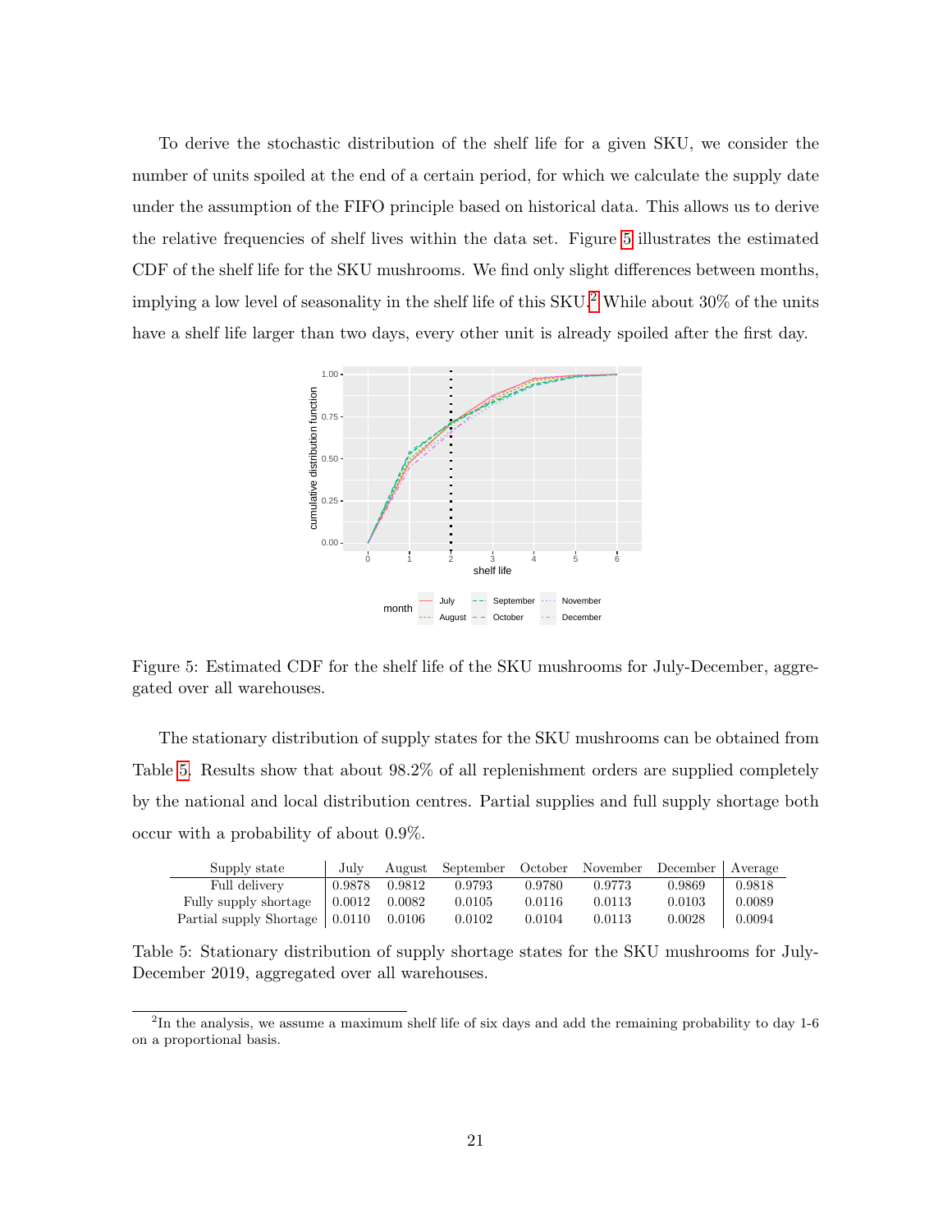To derive the stochastic distribution of the shelf life for a given SKU, we consider the number of units spoiled at the end of a certain period, for which we calculate the supply date under the assumption of the FIFO principle based on historical data. This allows us to derive the relative frequencies of shelf lives within the data set. Figure 5 illustrates the estimated CDF of the shelf life for the SKU mushrooms. We find only slight differences between months, implying a low level of seasonality in the shelf life of this SKU.[2] While about 30% of the units have a shelf life larger than two days, every other unit is already spoiled after the first day.

Figure 5: Estimated CDF for the shelf life of the SKU mushrooms for July-December, aggregated over all warehouses.

The stationary distribution of supply states for the SKU mushrooms can be obtained from Table 5. Results show that about 98.2% of all replenishment orders are supplied completely by the national and local distribution centres. Partial supplies and full supply shortage both occur with a probability of about 0.9%.

| Supply state | July | August | September | October | November | December | Average |
|---|---|---|---|---|---|---|---|
| Full delivery | 0.9878 | 0.9812 | 0.9793 | 0.9780 | 0.9773 | 0.9869 | 0.9818 |
| Fully supply shortage | 0.0012 | 0.0082 | 0.0105 | 0.0116 | 0.0113 | 0.0103 | 0.0089 |
| Partial supply Shortage | 0.0110 | 0.0106 | 0.0102 | 0.0104 | 0.0113 | 0.0028 | 0.0094 |

Table 5: Stationary distribution of supply shortage states for the SKU mushrooms for July-December 2019, aggregated over all warehouses.

[2] In the analysis, we assume a maximum shelf life of six days and add the remaining probability to day 1-6 on a proportional basis.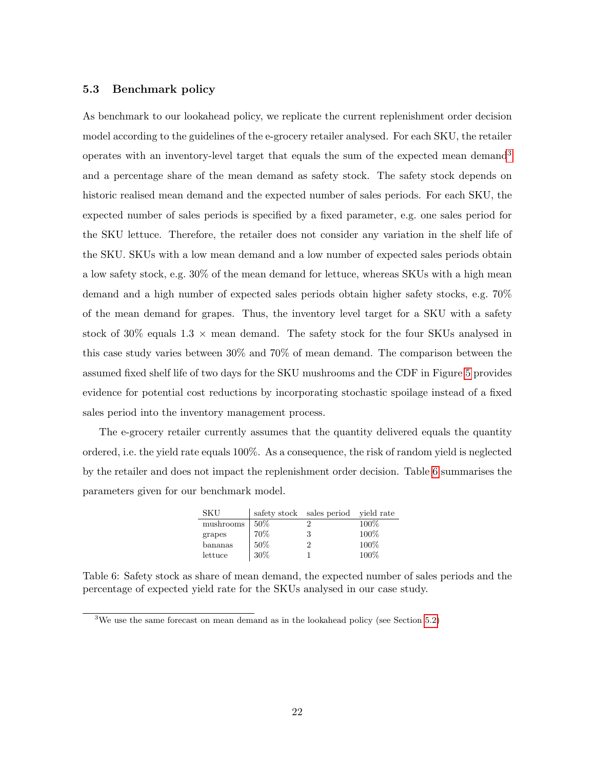### 5.3 Benchmark policy

As benchmark to our lookahead policy, we replicate the current replenishment order decision model according to the guidelines of the e-grocery retailer analysed. For each SKU, the retailer operates with an inventory-level target that equals the sum of the expected mean demand[3] and a percentage share of the mean demand as safety stock. The safety stock depends on historic realised mean demand and the expected number of sales periods. For each SKU, the expected number of sales periods is specified by a fixed parameter, e.g. one sales period for the SKU lettuce. Therefore, the retailer does not consider any variation in the shelf life of the SKU. SKUs with a low mean demand and a low number of expected sales periods obtain a low safety stock, e.g. 30% of the mean demand for lettuce, whereas SKUs with a high mean demand and a high number of expected sales periods obtain higher safety stocks, e.g. 70% of the mean demand for grapes. Thus, the inventory level target for a SKU with a safety stock of 30% equals 1.3 × mean demand. The safety stock for the four SKUs analysed in this case study varies between 30% and 70% of mean demand. The comparison between the assumed fixed shelf life of two days for the SKU mushrooms and the CDF in Figure 5 provides evidence for potential cost reductions by incorporating stochastic spoilage instead of a fixed sales period into the inventory management process.

The e-grocery retailer currently assumes that the quantity delivered equals the quantity ordered, i.e. the yield rate equals 100%. As a consequence, the risk of random yield is neglected by the retailer and does not impact the replenishment order decision. Table 6 summarises the parameters given for our benchmark model.

| SKU | safety stock | sales period | yield rate |
|---|---|---|---|
| mushrooms | 50% | 2 | 100% |
| grapes | 70% | 3 | 100% |
| bananas | 50% | 2 | 100% |
| lettuce | 30% | 1 | 100% |

Table 6: Safety stock as share of mean demand, the expected number of sales periods and the percentage of expected yield rate for the SKUs analysed in our case study.

[3]We use the same forecast on mean demand as in the lookahead policy (see Section 5.2)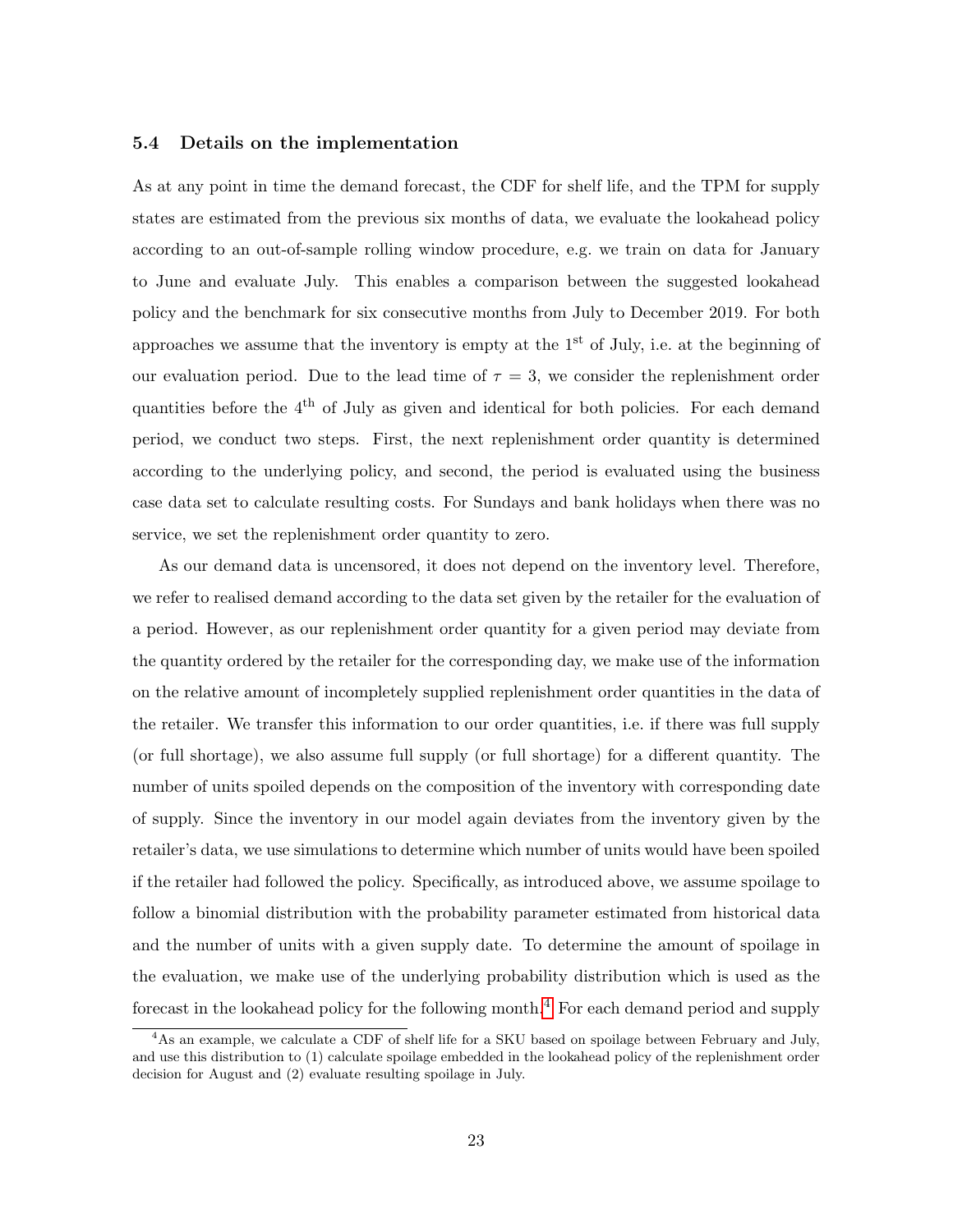### 5.4 Details on the implementation

As at any point in time the demand forecast, the CDF for shelf life, and the TPM for supply states are estimated from the previous six months of data, we evaluate the lookahead policy according to an out-of-sample rolling window procedure, e.g. we train on data for January to June and evaluate July. This enables a comparison between the suggested lookahead policy and the benchmark for six consecutive months from July to December 2019. For both approaches we assume that the inventory is empty at the 1$^{\text{st}}$ of July, i.e. at the beginning of our evaluation period. Due to the lead time of $\tau = 3$, we consider the replenishment order quantities before the 4$^{\text{th}}$ of July as given and identical for both policies. For each demand period, we conduct two steps. First, the next replenishment order quantity is determined according to the underlying policy, and second, the period is evaluated using the business case data set to calculate resulting costs. For Sundays and bank holidays when there was no service, we set the replenishment order quantity to zero.

As our demand data is uncensored, it does not depend on the inventory level. Therefore, we refer to realised demand according to the data set given by the retailer for the evaluation of a period. However, as our replenishment order quantity for a given period may deviate from the quantity ordered by the retailer for the corresponding day, we make use of the information on the relative amount of incompletely supplied replenishment order quantities in the data of the retailer. We transfer this information to our order quantities, i.e. if there was full supply (or full shortage), we also assume full supply (or full shortage) for a different quantity. The number of units spoiled depends on the composition of the inventory with corresponding date of supply. Since the inventory in our model again deviates from the inventory given by the retailer's data, we use simulations to determine which number of units would have been spoiled if the retailer had followed the policy. Specifically, as introduced above, we assume spoilage to follow a binomial distribution with the probability parameter estimated from historical data and the number of units with a given supply date. To determine the amount of spoilage in the evaluation, we make use of the underlying probability distribution which is used as the forecast in the lookahead policy for the following month.[4] For each demand period and supply

[4] As an example, we calculate a CDF of shelf life for a SKU based on spoilage between February and July, and use this distribution to (1) calculate spoilage embedded in the lookahead policy of the replenishment order decision for August and (2) evaluate resulting spoilage in July.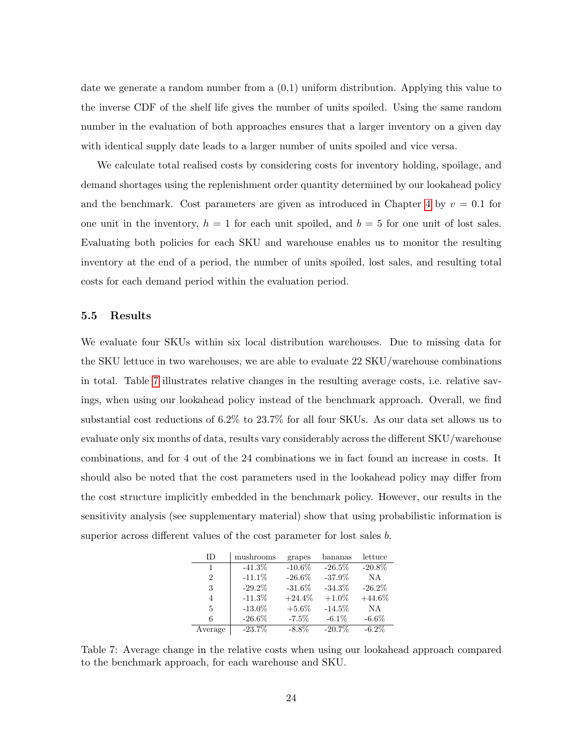date we generate a random number from a (0,1) uniform distribution. Applying this value to the inverse CDF of the shelf life gives the number of units spoiled. Using the same random number in the evaluation of both approaches ensures that a larger inventory on a given day with identical supply date leads to a larger number of units spoiled and vice versa.

We calculate total realised costs by considering costs for inventory holding, spoilage, and demand shortages using the replenishment order quantity determined by our lookahead policy and the benchmark. Cost parameters are given as introduced in Chapter 4 by $v = 0.1$ for one unit in the inventory, $h = 1$ for each unit spoiled, and $b = 5$ for one unit of lost sales. Evaluating both policies for each SKU and warehouse enables us to monitor the resulting inventory at the end of a period, the number of units spoiled, lost sales, and resulting total costs for each demand period within the evaluation period.

### 5.5 Results

We evaluate four SKUs within six local distribution warehouses. Due to missing data for the SKU lettuce in two warehouses, we are able to evaluate 22 SKU/warehouse combinations in total. Table 7 illustrates relative changes in the resulting average costs, i.e. relative savings, when using our lookahead policy instead of the benchmark approach. Overall, we find substantial cost reductions of 6.2% to 23.7% for all four SKUs. As our data set allows us to evaluate only six months of data, results vary considerably across the different SKU/warehouse combinations, and for 4 out of the 24 combinations we in fact found an increase in costs. It should also be noted that the cost parameters used in the lookahead policy may differ from the cost structure implicitly embedded in the benchmark policy. However, our results in the sensitivity analysis (see supplementary material) show that using probabilistic information is superior across different values of the cost parameter for lost sales $b$.

| ID | mushrooms | grapes | bananas | lettuce |
|---|---|---|---|---|
| 1 | -41.3% | -10.6% | -26.5% | -20.8% |
| 2 | -11.1% | -26.6% | -37.9% | NA |
| 3 | -29.2% | -31.6% | -34.3% | -26.2% |
| 4 | -11.3% | +24.4% | +1.0% | +44.6% |
| 5 | -13.0% | +5.6% | -14.5% | NA |
| 6 | -26.6% | -7.5% | -6.1% | -6.6% |
| Average | -23.7% | -8.8% | -20.7% | -6.2% |

Table 7: Average change in the relative costs when using our lookahead approach compared to the benchmark approach, for each warehouse and SKU.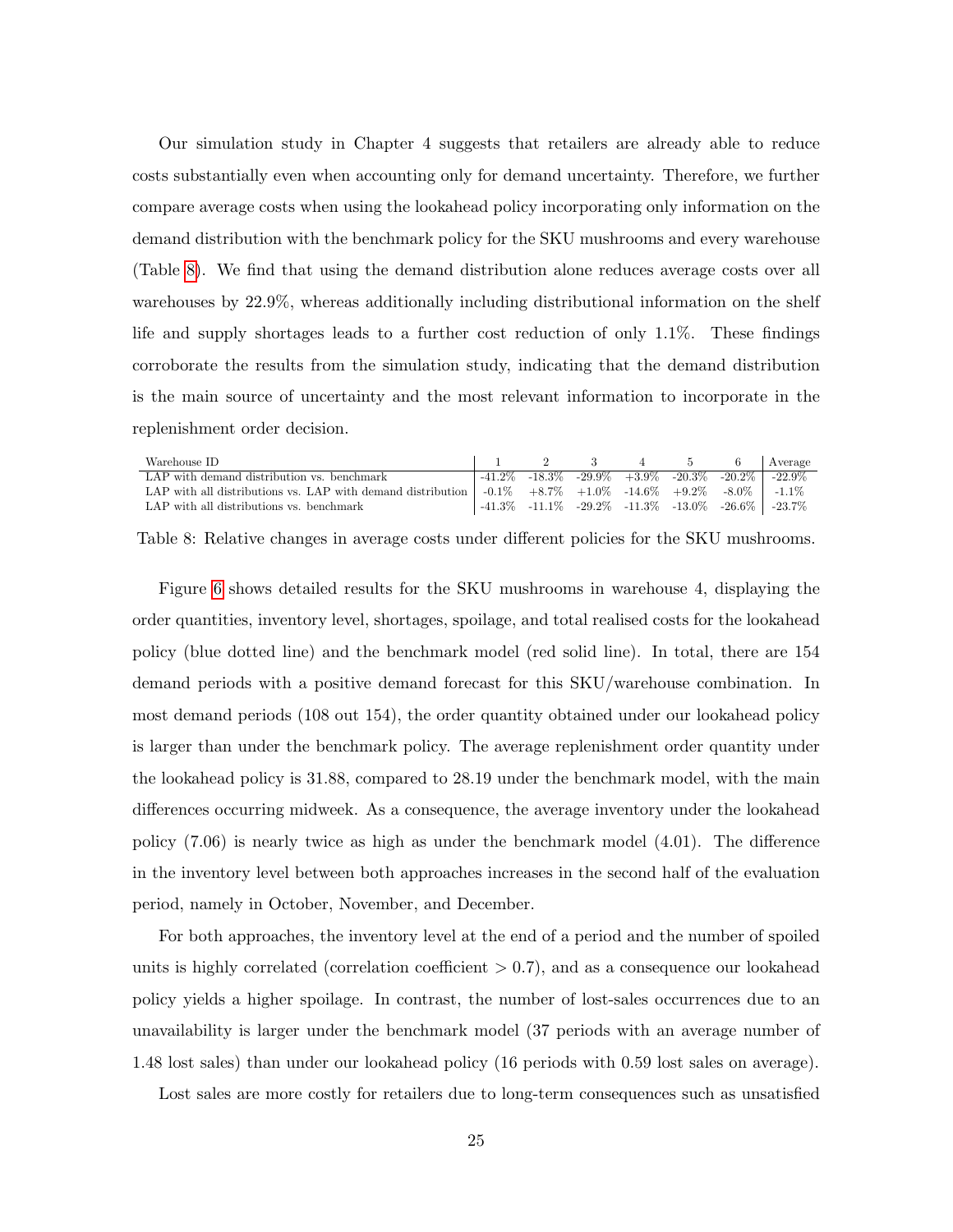Our simulation study in Chapter 4 suggests that retailers are already able to reduce costs substantially even when accounting only for demand uncertainty. Therefore, we further compare average costs when using the lookahead policy incorporating only information on the demand distribution with the benchmark policy for the SKU mushrooms and every warehouse (Table 8). We find that using the demand distribution alone reduces average costs over all warehouses by 22.9%, whereas additionally including distributional information on the shelf life and supply shortages leads to a further cost reduction of only 1.1%. These findings corroborate the results from the simulation study, indicating that the demand distribution is the main source of uncertainty and the most relevant information to incorporate in the replenishment order decision.

| Warehouse ID | 1 | 2 | 3 | 4 | 5 | 6 | Average |
|---|---|---|---|---|---|---|---|
| LAP with demand distribution vs. benchmark | -41.2% | -18.3% | -29.9% | +3.9% | -20.3% | -20.2% | -22.9% |
| LAP with all distributions vs. LAP with demand distribution | -0.1% | +8.7% | +1.0% | -14.6% | +9.2% | -8.0% | -1.1% |
| LAP with all distributions vs. benchmark | -41.3% | -11.1% | -29.2% | -11.3% | -13.0% | -26.6% | -23.7% |

Table 8: Relative changes in average costs under different policies for the SKU mushrooms.

Figure 6 shows detailed results for the SKU mushrooms in warehouse 4, displaying the order quantities, inventory level, shortages, spoilage, and total realised costs for the lookahead policy (blue dotted line) and the benchmark model (red solid line). In total, there are 154 demand periods with a positive demand forecast for this SKU/warehouse combination. In most demand periods (108 out 154), the order quantity obtained under our lookahead policy is larger than under the benchmark policy. The average replenishment order quantity under the lookahead policy is 31.88, compared to 28.19 under the benchmark model, with the main differences occurring midweek. As a consequence, the average inventory under the lookahead policy (7.06) is nearly twice as high as under the benchmark model (4.01). The difference in the inventory level between both approaches increases in the second half of the evaluation period, namely in October, November, and December.

For both approaches, the inventory level at the end of a period and the number of spoiled units is highly correlated (correlation coefficient $> 0.7$), and as a consequence our lookahead policy yields a higher spoilage. In contrast, the number of lost-sales occurrences due to an unavailability is larger under the benchmark model (37 periods with an average number of 1.48 lost sales) than under our lookahead policy (16 periods with 0.59 lost sales on average).

Lost sales are more costly for retailers due to long-term consequences such as unsatisfied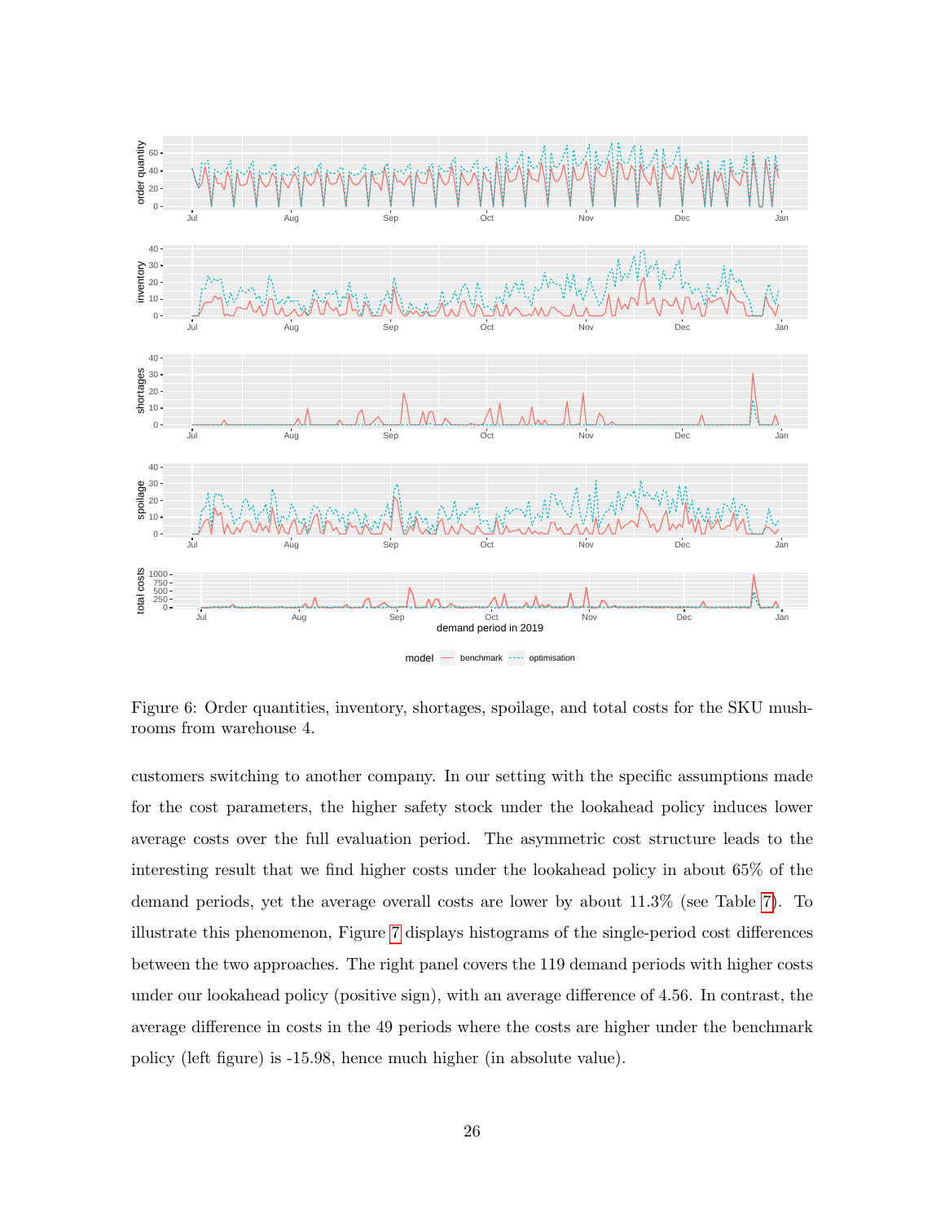Figure 6: Order quantities, inventory, shortages, spoilage, and total costs for the SKU mushrooms from warehouse 4.

customers switching to another company. In our setting with the specific assumptions made for the cost parameters, the higher safety stock under the lookahead policy induces lower average costs over the full evaluation period. The asymmetric cost structure leads to the interesting result that we find higher costs under the lookahead policy in about 65% of the demand periods, yet the average overall costs are lower by about 11.3% (see Table 7). To illustrate this phenomenon, Figure 7 displays histograms of the single-period cost differences between the two approaches. The right panel covers the 119 demand periods with higher costs under our lookahead policy (positive sign), with an average difference of 4.56. In contrast, the average difference in costs in the 49 periods where the costs are higher under the benchmark policy (left figure) is -15.98, hence much higher (in absolute value).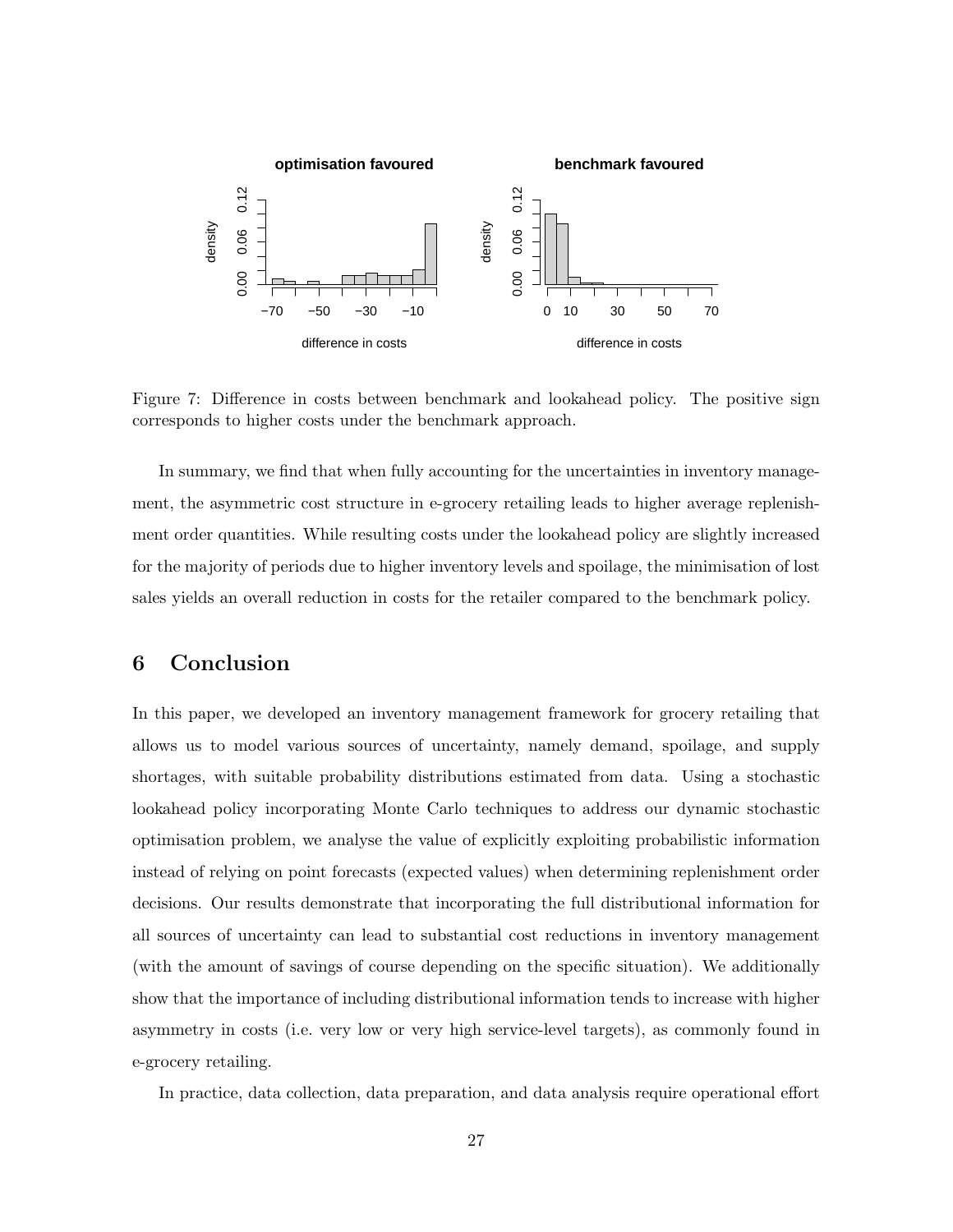Figure 7: Difference in costs between benchmark and lookahead policy. The positive sign corresponds to higher costs under the benchmark approach.

In summary, we find that when fully accounting for the uncertainties in inventory management, the asymmetric cost structure in e-grocery retailing leads to higher average replenishment order quantities. While resulting costs under the lookahead policy are slightly increased for the majority of periods due to higher inventory levels and spoilage, the minimisation of lost sales yields an overall reduction in costs for the retailer compared to the benchmark policy.

## 6 Conclusion

In this paper, we developed an inventory management framework for grocery retailing that allows us to model various sources of uncertainty, namely demand, spoilage, and supply shortages, with suitable probability distributions estimated from data. Using a stochastic lookahead policy incorporating Monte Carlo techniques to address our dynamic stochastic optimisation problem, we analyse the value of explicitly exploiting probabilistic information instead of relying on point forecasts (expected values) when determining replenishment order decisions. Our results demonstrate that incorporating the full distributional information for all sources of uncertainty can lead to substantial cost reductions in inventory management (with the amount of savings of course depending on the specific situation). We additionally show that the importance of including distributional information tends to increase with higher asymmetry in costs (i.e. very low or very high service-level targets), as commonly found in e-grocery retailing.

In practice, data collection, data preparation, and data analysis require operational effort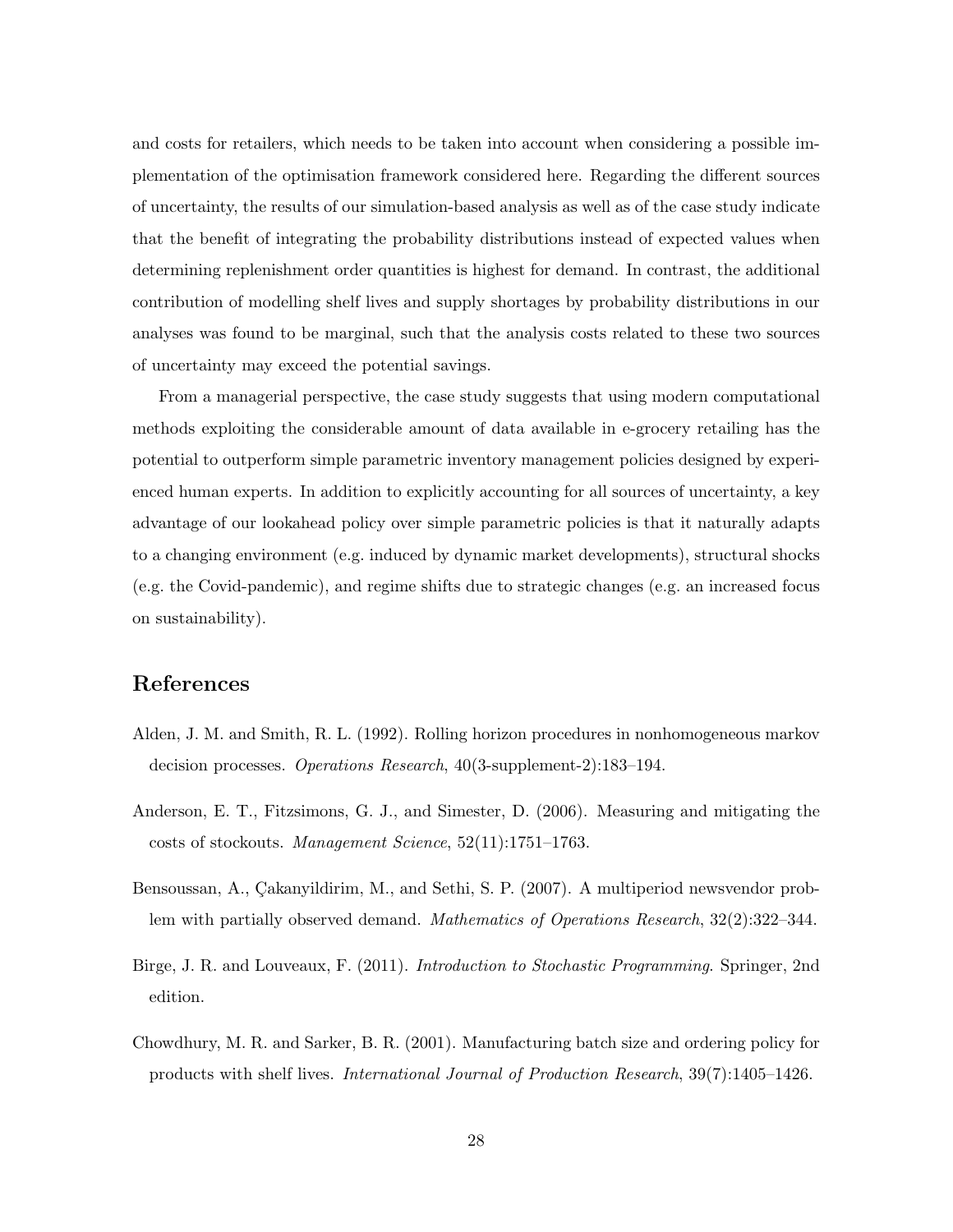and costs for retailers, which needs to be taken into account when considering a possible implementation of the optimisation framework considered here. Regarding the different sources of uncertainty, the results of our simulation-based analysis as well as of the case study indicate that the benefit of integrating the probability distributions instead of expected values when determining replenishment order quantities is highest for demand. In contrast, the additional contribution of modelling shelf lives and supply shortages by probability distributions in our analyses was found to be marginal, such that the analysis costs related to these two sources of uncertainty may exceed the potential savings.

From a managerial perspective, the case study suggests that using modern computational methods exploiting the considerable amount of data available in e-grocery retailing has the potential to outperform simple parametric inventory management policies designed by experienced human experts. In addition to explicitly accounting for all sources of uncertainty, a key advantage of our lookahead policy over simple parametric policies is that it naturally adapts to a changing environment (e.g. induced by dynamic market developments), structural shocks (e.g. the Covid-pandemic), and regime shifts due to strategic changes (e.g. an increased focus on sustainability).

## References

Alden, J. M. and Smith, R. L. (1992). Rolling horizon procedures in nonhomogeneous markov decision processes. *Operations Research*, 40(3-supplement-2):183–194.

Anderson, E. T., Fitzsimons, G. J., and Simester, D. (2006). Measuring and mitigating the costs of stockouts. *Management Science*, 52(11):1751–1763.

Bensoussan, A., Çakanyildirim, M., and Sethi, S. P. (2007). A multiperiod newsvendor problem with partially observed demand. *Mathematics of Operations Research*, 32(2):322–344.

Birge, J. R. and Louveaux, F. (2011). *Introduction to Stochastic Programming*. Springer, 2nd edition.

Chowdhury, M. R. and Sarker, B. R. (2001). Manufacturing batch size and ordering policy for products with shelf lives. *International Journal of Production Research*, 39(7):1405–1426.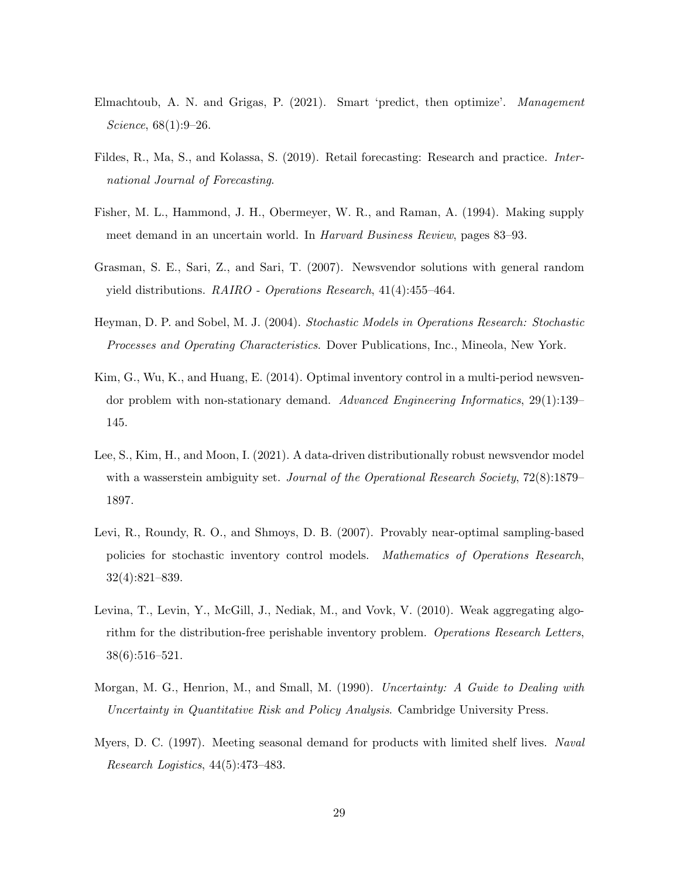Elmachtoub, A. N. and Grigas, P. (2021). Smart 'predict, then optimize'. *Management Science*, 68(1):9–26.

Fildes, R., Ma, S., and Kolassa, S. (2019). Retail forecasting: Research and practice. *International Journal of Forecasting*.

Fisher, M. L., Hammond, J. H., Obermeyer, W. R., and Raman, A. (1994). Making supply meet demand in an uncertain world. In *Harvard Business Review*, pages 83–93.

Grasman, S. E., Sari, Z., and Sari, T. (2007). Newsvendor solutions with general random yield distributions. *RAIRO - Operations Research*, 41(4):455–464.

Heyman, D. P. and Sobel, M. J. (2004). *Stochastic Models in Operations Research: Stochastic Processes and Operating Characteristics*. Dover Publications, Inc., Mineola, New York.

Kim, G., Wu, K., and Huang, E. (2014). Optimal inventory control in a multi-period newsvendor problem with non-stationary demand. *Advanced Engineering Informatics*, 29(1):139–145.

Lee, S., Kim, H., and Moon, I. (2021). A data-driven distributionally robust newsvendor model with a wasserstein ambiguity set. *Journal of the Operational Research Society*, 72(8):1879–1897.

Levi, R., Roundy, R. O., and Shmoys, D. B. (2007). Provably near-optimal sampling-based policies for stochastic inventory control models. *Mathematics of Operations Research*, 32(4):821–839.

Levina, T., Levin, Y., McGill, J., Nediak, M., and Vovk, V. (2010). Weak aggregating algorithm for the distribution-free perishable inventory problem. *Operations Research Letters*, 38(6):516–521.

Morgan, M. G., Henrion, M., and Small, M. (1990). *Uncertainty: A Guide to Dealing with Uncertainty in Quantitative Risk and Policy Analysis*. Cambridge University Press.

Myers, D. C. (1997). Meeting seasonal demand for products with limited shelf lives. *Naval Research Logistics*, 44(5):473–483.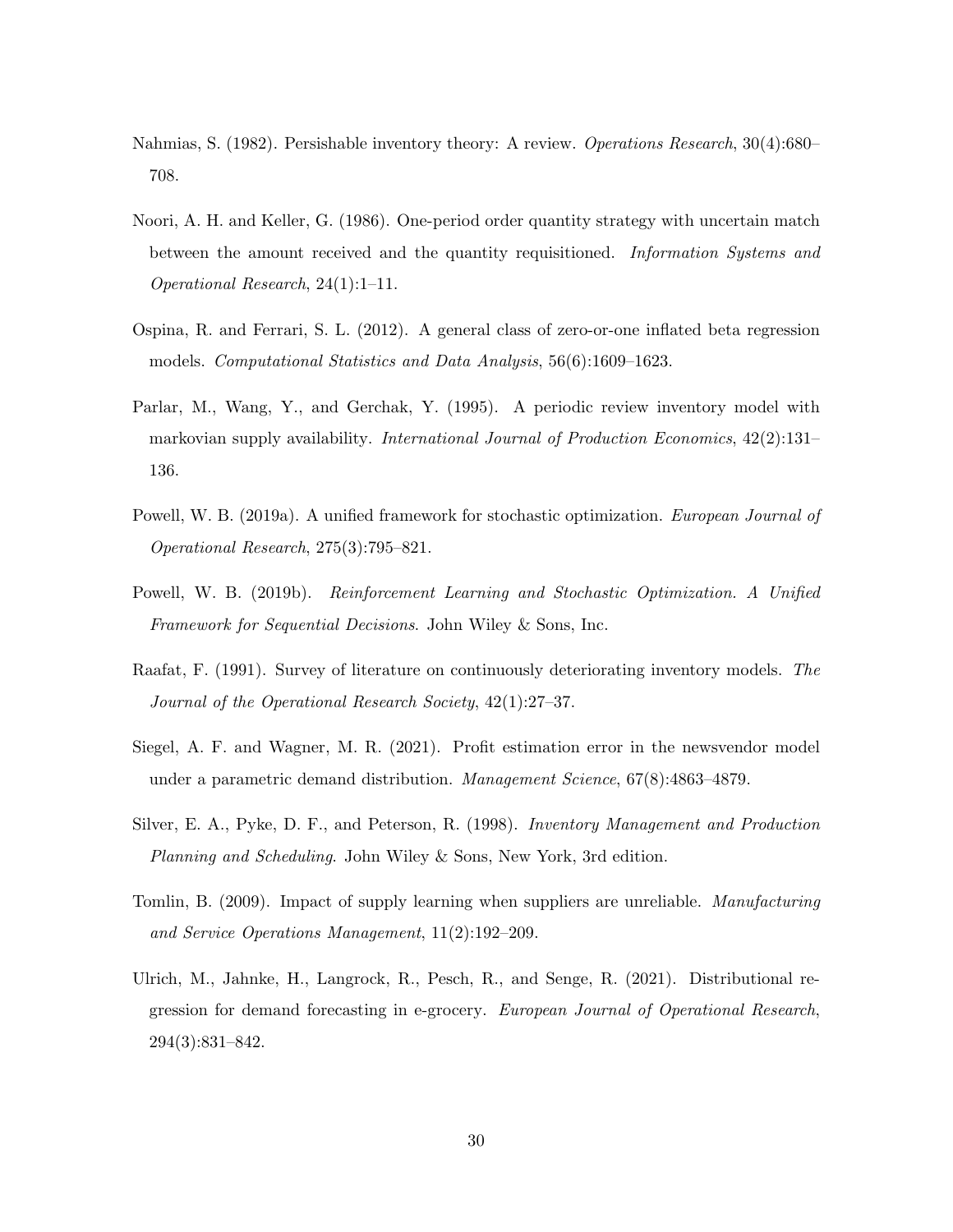Nahmias, S. (1982). Persishable inventory theory: A review. *Operations Research*, 30(4):680–708.

Noori, A. H. and Keller, G. (1986). One-period order quantity strategy with uncertain match between the amount received and the quantity requisitioned. *Information Systems and Operational Research*, 24(1):1–11.

Ospina, R. and Ferrari, S. L. (2012). A general class of zero-or-one inflated beta regression models. *Computational Statistics and Data Analysis*, 56(6):1609–1623.

Parlar, M., Wang, Y., and Gerchak, Y. (1995). A periodic review inventory model with markovian supply availability. *International Journal of Production Economics*, 42(2):131–136.

Powell, W. B. (2019a). A unified framework for stochastic optimization. *European Journal of Operational Research*, 275(3):795–821.

Powell, W. B. (2019b). *Reinforcement Learning and Stochastic Optimization. A Unified Framework for Sequential Decisions*. John Wiley & Sons, Inc.

Raafat, F. (1991). Survey of literature on continuously deteriorating inventory models. *The Journal of the Operational Research Society*, 42(1):27–37.

Siegel, A. F. and Wagner, M. R. (2021). Profit estimation error in the newsvendor model under a parametric demand distribution. *Management Science*, 67(8):4863–4879.

Silver, E. A., Pyke, D. F., and Peterson, R. (1998). *Inventory Management and Production Planning and Scheduling*. John Wiley & Sons, New York, 3rd edition.

Tomlin, B. (2009). Impact of supply learning when suppliers are unreliable. *Manufacturing and Service Operations Management*, 11(2):192–209.

Ulrich, M., Jahnke, H., Langrock, R., Pesch, R., and Senge, R. (2021). Distributional regression for demand forecasting in e-grocery. *European Journal of Operational Research*, 294(3):831–842.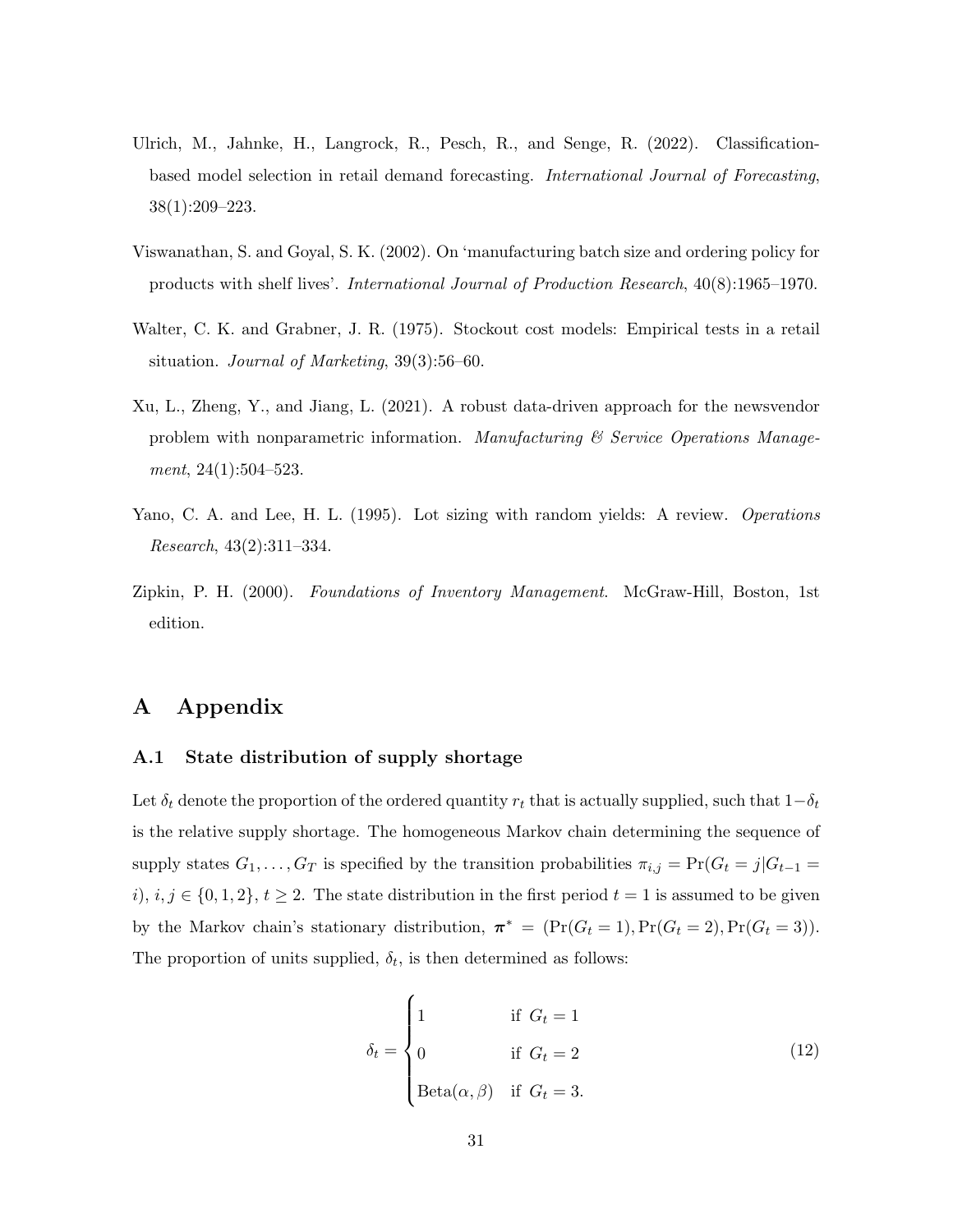Ulrich, M., Jahnke, H., Langrock, R., Pesch, R., and Senge, R. (2022). Classification-based model selection in retail demand forecasting. *International Journal of Forecasting*, 38(1):209–223.

Viswanathan, S. and Goyal, S. K. (2002). On 'manufacturing batch size and ordering policy for products with shelf lives'. *International Journal of Production Research*, 40(8):1965–1970.

Walter, C. K. and Grabner, J. R. (1975). Stockout cost models: Empirical tests in a retail situation. *Journal of Marketing*, 39(3):56–60.

Xu, L., Zheng, Y., and Jiang, L. (2021). A robust data-driven approach for the newsvendor problem with nonparametric information. *Manufacturing & Service Operations Management*, 24(1):504–523.

Yano, C. A. and Lee, H. L. (1995). Lot sizing with random yields: A review. *Operations Research*, 43(2):311–334.

Zipkin, P. H. (2000). *Foundations of Inventory Management*. McGraw-Hill, Boston, 1st edition.

# A Appendix

## A.1 State distribution of supply shortage

Let $\delta_t$ denote the proportion of the ordered quantity $r_t$ that is actually supplied, such that $1-\delta_t$ is the relative supply shortage. The homogeneous Markov chain determining the sequence of supply states $G_1, \ldots, G_T$ is specified by the transition probabilities $\pi_{i,j} = \Pr(G_t = j | G_{t-1} = i)$, $i, j \in \{0, 1, 2\}$, $t \geq 2$. The state distribution in the first period $t = 1$ is assumed to be given by the Markov chain's stationary distribution, $\boldsymbol{\pi}^* = (\Pr(G_t = 1), \Pr(G_t = 2), \Pr(G_t = 3))$. The proportion of units supplied, $\delta_t$, is then determined as follows:

$$
\delta_t = \begin{cases} 1 & \text{if } G_t = 1 \\ 0 & \text{if } G_t = 2 \\ \text{Beta}(\alpha, \beta) & \text{if } G_t = 3. \end{cases} \tag{12}
$$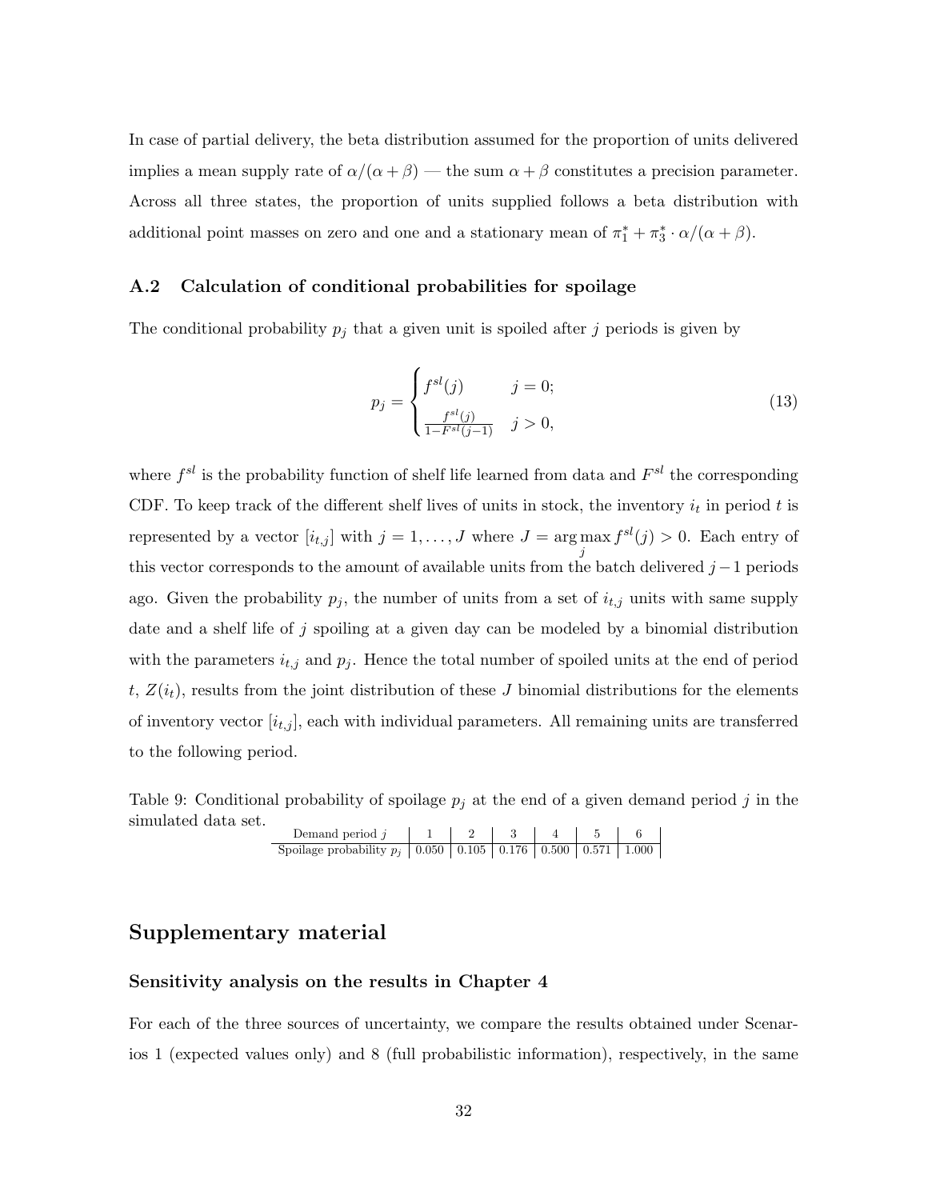In case of partial delivery, the beta distribution assumed for the proportion of units delivered implies a mean supply rate of $\alpha/(\alpha + \beta)$ — the sum $\alpha + \beta$ constitutes a precision parameter. Across all three states, the proportion of units supplied follows a beta distribution with additional point masses on zero and one and a stationary mean of $\pi_1^* + \pi_3^* \cdot \alpha/(\alpha + \beta)$.

### A.2 Calculation of conditional probabilities for spoilage

The conditional probability $p_j$ that a given unit is spoiled after $j$ periods is given by

$$p_j = \begin{cases} f^{sl}(j) & j = 0; \\ \frac{f^{sl}(j)}{1 - F^{sl}(j-1)} & j > 0, \end{cases} \tag{13}$$

where $f^{sl}$ is the probability function of shelf life learned from data and $F^{sl}$ the corresponding CDF. To keep track of the different shelf lives of units in stock, the inventory $i_t$ in period $t$ is represented by a vector $[i_{t,j}]$ with $j = 1, \ldots, J$ where $J = \arg\max_j f^{sl}(j) > 0$. Each entry of this vector corresponds to the amount of available units from the batch delivered $j-1$ periods ago. Given the probability $p_j$, the number of units from a set of $i_{t,j}$ units with same supply date and a shelf life of $j$ spoiling at a given day can be modeled by a binomial distribution with the parameters $i_{t,j}$ and $p_j$. Hence the total number of spoiled units at the end of period $t$, $Z(i_t)$, results from the joint distribution of these $J$ binomial distributions for the elements of inventory vector $[i_{t,j}]$, each with individual parameters. All remaining units are transferred to the following period.

Table 9: Conditional probability of spoilage $p_j$ at the end of a given demand period $j$ in the simulated data set.

| Demand period $j$ | 1 | 2 | 3 | 4 | 5 | 6 |
|---|---|---|---|---|---|---|
| Spoilage probability $p_j$ | 0.050 | 0.105 | 0.176 | 0.500 | 0.571 | 1.000 |

## Supplementary material

### Sensitivity analysis on the results in Chapter 4

For each of the three sources of uncertainty, we compare the results obtained under Scenarios 1 (expected values only) and 8 (full probabilistic information), respectively, in the same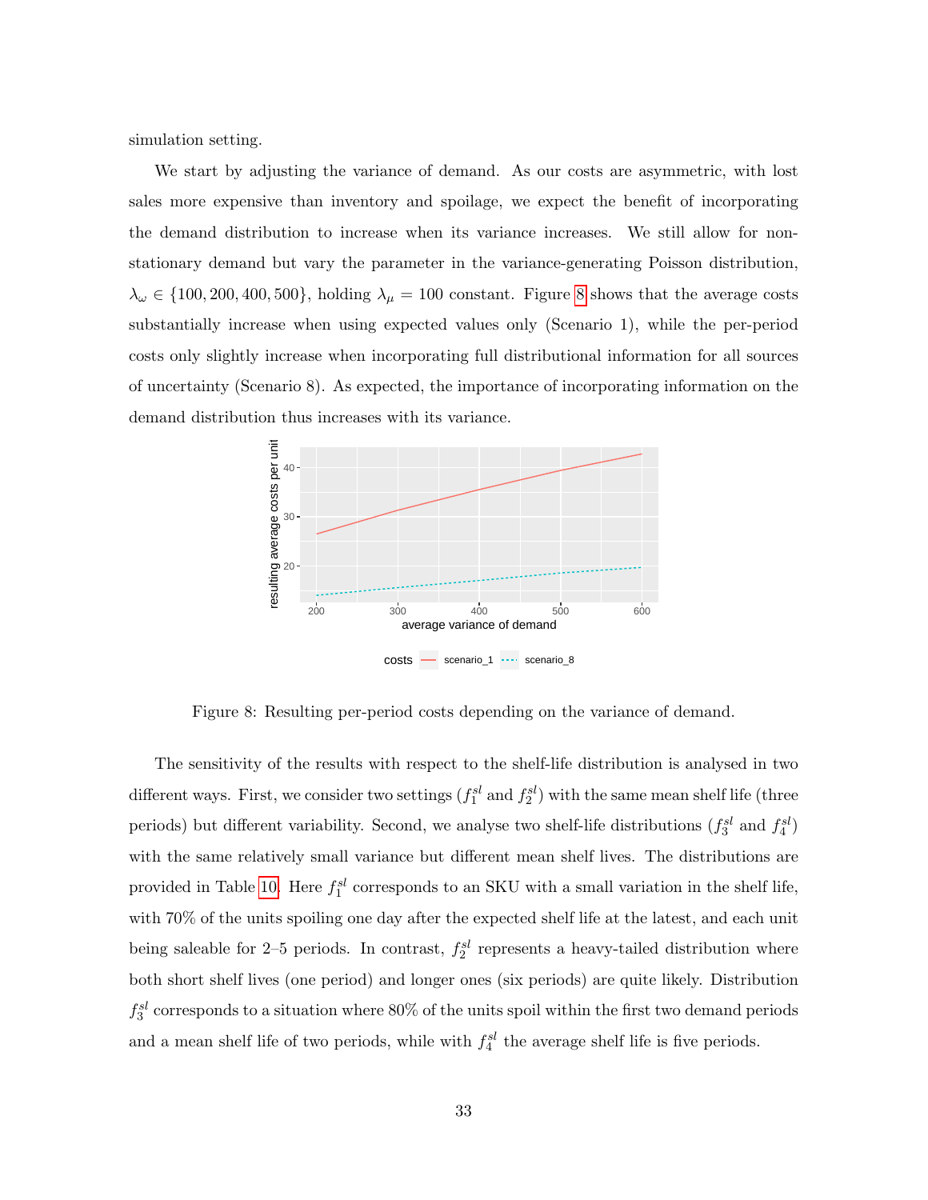simulation setting.

We start by adjusting the variance of demand. As our costs are asymmetric, with lost sales more expensive than inventory and spoilage, we expect the benefit of incorporating the demand distribution to increase when its variance increases. We still allow for non-stationary demand but vary the parameter in the variance-generating Poisson distribution, $\lambda_\omega \in \{100, 200, 400, 500\}$, holding $\lambda_\mu = 100$ constant. Figure 8 shows that the average costs substantially increase when using expected values only (Scenario 1), while the per-period costs only slightly increase when incorporating full distributional information for all sources of uncertainty (Scenario 8). As expected, the importance of incorporating information on the demand distribution thus increases with its variance.

Figure 8: Resulting per-period costs depending on the variance of demand.

The sensitivity of the results with respect to the shelf-life distribution is analysed in two different ways. First, we consider two settings ($f_1^{sl}$ and $f_2^{sl}$) with the same mean shelf life (three periods) but different variability. Second, we analyse two shelf-life distributions ($f_3^{sl}$ and $f_4^{sl}$) with the same relatively small variance but different mean shelf lives. The distributions are provided in Table 10. Here $f_1^{sl}$ corresponds to an SKU with a small variation in the shelf life, with 70% of the units spoiling one day after the expected shelf life at the latest, and each unit being saleable for 2–5 periods. In contrast, $f_2^{sl}$ represents a heavy-tailed distribution where both short shelf lives (one period) and longer ones (six periods) are quite likely. Distribution $f_3^{sl}$ corresponds to a situation where 80% of the units spoil within the first two demand periods and a mean shelf life of two periods, while with $f_4^{sl}$ the average shelf life is five periods.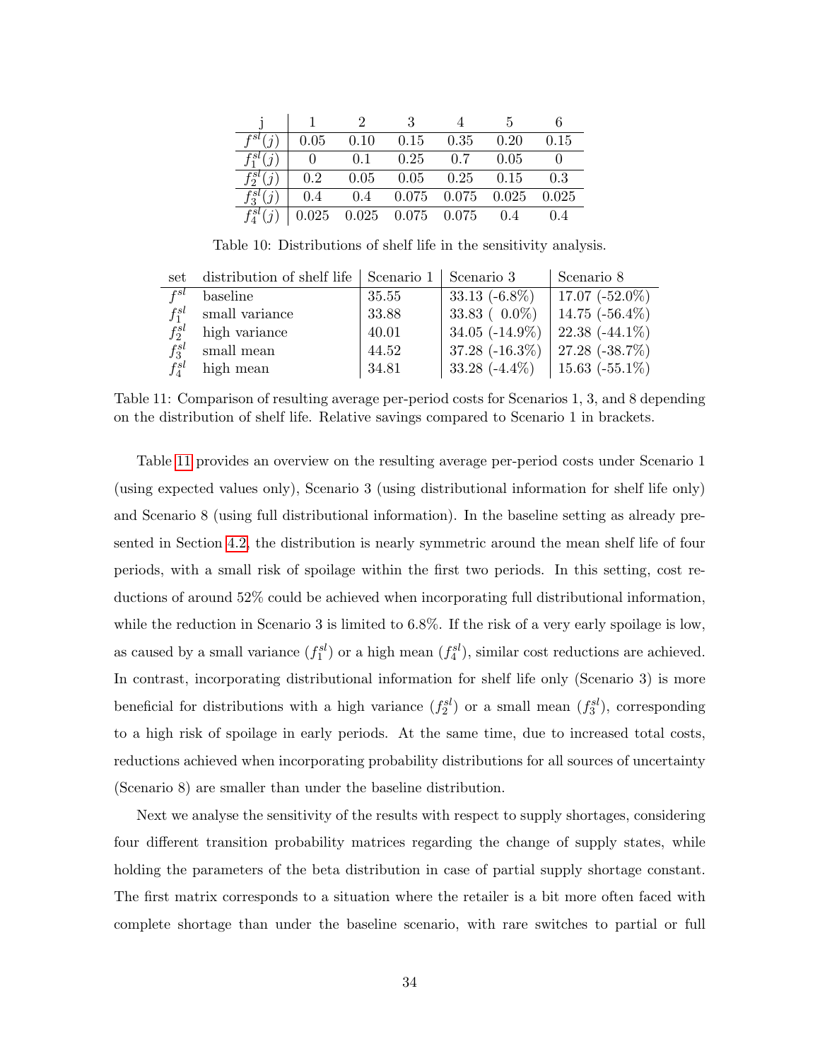| j | 1 | 2 | 3 | 4 | 5 | 6 |
|---|---|---|---|---|---|---|
| $f^{sl}(j)$ | 0.05 | 0.10 | 0.15 | 0.35 | 0.20 | 0.15 |
| $f^{sl}_1(j)$ | 0 | 0.1 | 0.25 | 0.7 | 0.05 | 0 |
| $f^{sl}_2(j)$ | 0.2 | 0.05 | 0.05 | 0.25 | 0.15 | 0.3 |
| $f^{sl}_3(j)$ | 0.4 | 0.4 | 0.075 | 0.075 | 0.025 | 0.025 |
| $f^{sl}_4(j)$ | 0.025 | 0.025 | 0.075 | 0.075 | 0.4 | 0.4 |

Table 10: Distributions of shelf life in the sensitivity analysis.

| set | distribution of shelf life | Scenario 1 | Scenario 3 | Scenario 8 |
|---|---|---|---|---|
| $f^{sl}$ | baseline | 35.55 | 33.13 (-6.8%) | 17.07 (-52.0%) |
| $f^{sl}_1$ | small variance | 33.88 | 33.83 ( 0.0%) | 14.75 (-56.4%) |
| $f^{sl}_2$ | high variance | 40.01 | 34.05 (-14.9%) | 22.38 (-44.1%) |
| $f^{sl}_3$ | small mean | 44.52 | 37.28 (-16.3%) | 27.28 (-38.7%) |
| $f^{sl}_4$ | high mean | 34.81 | 33.28 (-4.4%) | 15.63 (-55.1%) |

Table 11: Comparison of resulting average per-period costs for Scenarios 1, 3, and 8 depending on the distribution of shelf life. Relative savings compared to Scenario 1 in brackets.

Table 11 provides an overview on the resulting average per-period costs under Scenario 1 (using expected values only), Scenario 3 (using distributional information for shelf life only) and Scenario 8 (using full distributional information). In the baseline setting as already presented in Section 4.2, the distribution is nearly symmetric around the mean shelf life of four periods, with a small risk of spoilage within the first two periods. In this setting, cost reductions of around 52% could be achieved when incorporating full distributional information, while the reduction in Scenario 3 is limited to 6.8%. If the risk of a very early spoilage is low, as caused by a small variance ($f^{sl}_1$) or a high mean ($f^{sl}_4$), similar cost reductions are achieved. In contrast, incorporating distributional information for shelf life only (Scenario 3) is more beneficial for distributions with a high variance ($f^{sl}_2$) or a small mean ($f^{sl}_3$), corresponding to a high risk of spoilage in early periods. At the same time, due to increased total costs, reductions achieved when incorporating probability distributions for all sources of uncertainty (Scenario 8) are smaller than under the baseline distribution.

Next we analyse the sensitivity of the results with respect to supply shortages, considering four different transition probability matrices regarding the change of supply states, while holding the parameters of the beta distribution in case of partial supply shortage constant. The first matrix corresponds to a situation where the retailer is a bit more often faced with complete shortage than under the baseline scenario, with rare switches to partial or full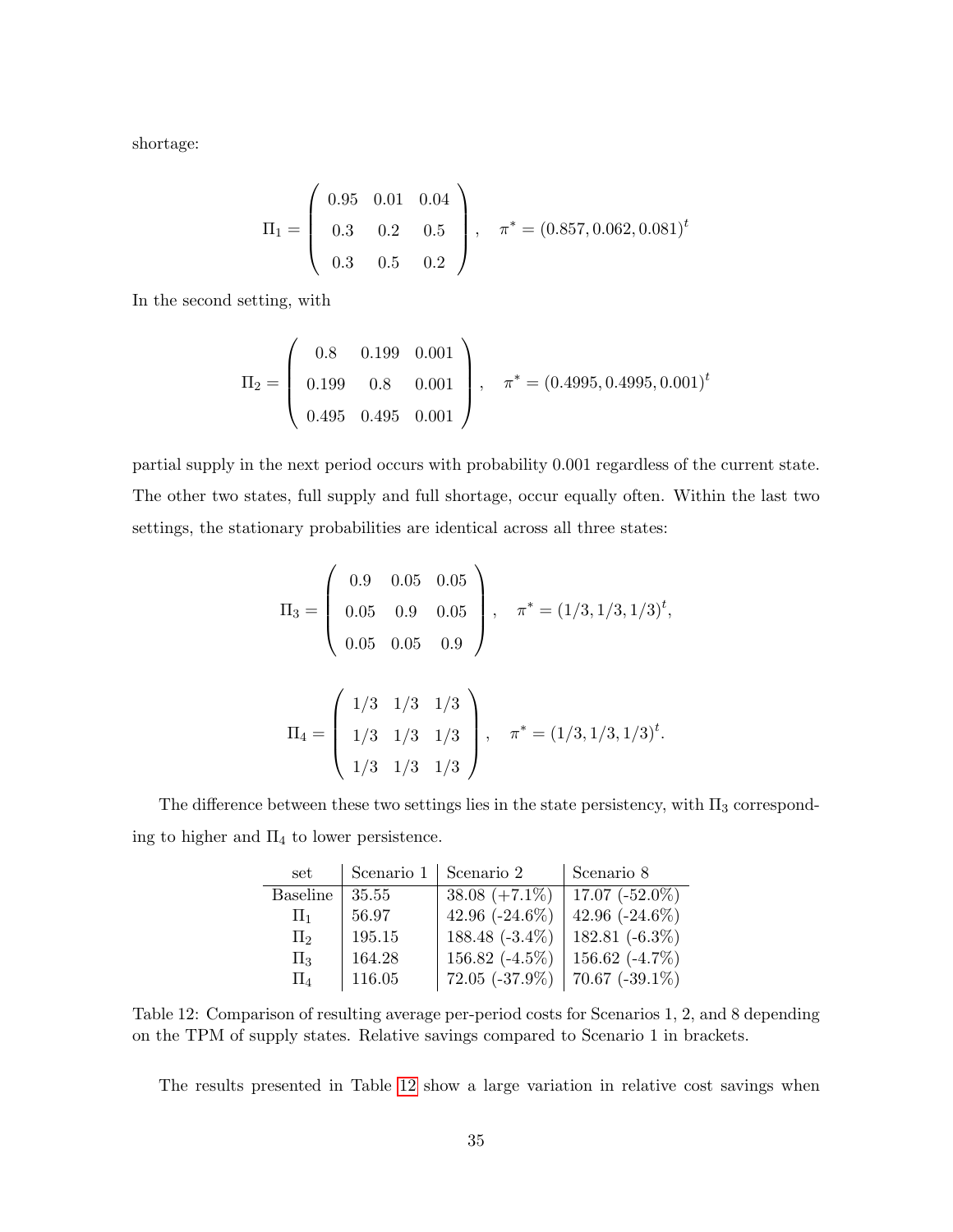shortage:

$$\Pi_1 = \begin{pmatrix} 0.95 & 0.01 & 0.04 \\ 0.3 & 0.2 & 0.5 \\ 0.3 & 0.5 & 0.2 \end{pmatrix}, \quad \pi^* = (0.857, 0.062, 0.081)^t$$

In the second setting, with

$$\Pi_2 = \begin{pmatrix} 0.8 & 0.199 & 0.001 \\ 0.199 & 0.8 & 0.001 \\ 0.495 & 0.495 & 0.001 \end{pmatrix}, \quad \pi^* = (0.4995, 0.4995, 0.001)^t$$

partial supply in the next period occurs with probability 0.001 regardless of the current state. The other two states, full supply and full shortage, occur equally often. Within the last two settings, the stationary probabilities are identical across all three states:

$$\Pi_3 = \begin{pmatrix} 0.9 & 0.05 & 0.05 \\ 0.05 & 0.9 & 0.05 \\ 0.05 & 0.05 & 0.9 \end{pmatrix}, \quad \pi^* = (1/3, 1/3, 1/3)^t,$$

$$\Pi_4 = \begin{pmatrix} 1/3 & 1/3 & 1/3 \\ 1/3 & 1/3 & 1/3 \\ 1/3 & 1/3 & 1/3 \end{pmatrix}, \quad \pi^* = (1/3, 1/3, 1/3)^t.$$

The difference between these two settings lies in the state persistency, with $\Pi_3$ corresponding to higher and $\Pi_4$ to lower persistence.

| set | Scenario 1 | Scenario 2 | Scenario 8 |
|---|---|---|---|
| Baseline | 35.55 | 38.08 (+7.1%) | 17.07 (-52.0%) |
| $\Pi_1$ | 56.97 | 42.96 (-24.6%) | 42.96 (-24.6%) |
| $\Pi_2$ | 195.15 | 188.48 (-3.4%) | 182.81 (-6.3%) |
| $\Pi_3$ | 164.28 | 156.82 (-4.5%) | 156.62 (-4.7%) |
| $\Pi_4$ | 116.05 | 72.05 (-37.9%) | 70.67 (-39.1%) |

Table 12: Comparison of resulting average per-period costs for Scenarios 1, 2, and 8 depending on the TPM of supply states. Relative savings compared to Scenario 1 in brackets.

The results presented in Table 12 show a large variation in relative cost savings when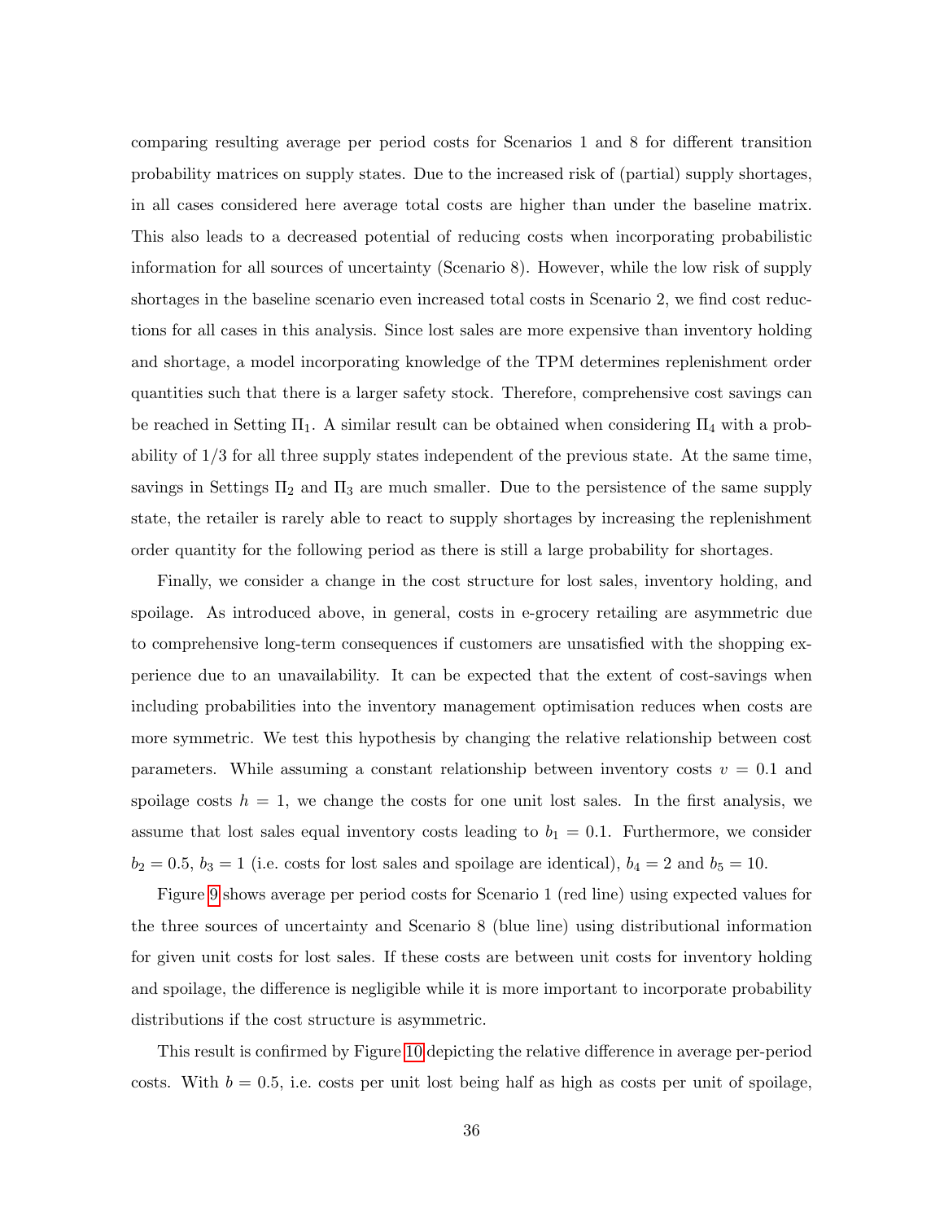comparing resulting average per period costs for Scenarios 1 and 8 for different transition probability matrices on supply states. Due to the increased risk of (partial) supply shortages, in all cases considered here average total costs are higher than under the baseline matrix. This also leads to a decreased potential of reducing costs when incorporating probabilistic information for all sources of uncertainty (Scenario 8). However, while the low risk of supply shortages in the baseline scenario even increased total costs in Scenario 2, we find cost reductions for all cases in this analysis. Since lost sales are more expensive than inventory holding and shortage, a model incorporating knowledge of the TPM determines replenishment order quantities such that there is a larger safety stock. Therefore, comprehensive cost savings can be reached in Setting $\Pi_1$. A similar result can be obtained when considering $\Pi_4$ with a probability of 1/3 for all three supply states independent of the previous state. At the same time, savings in Settings $\Pi_2$ and $\Pi_3$ are much smaller. Due to the persistence of the same supply state, the retailer is rarely able to react to supply shortages by increasing the replenishment order quantity for the following period as there is still a large probability for shortages.

Finally, we consider a change in the cost structure for lost sales, inventory holding, and spoilage. As introduced above, in general, costs in e-grocery retailing are asymmetric due to comprehensive long-term consequences if customers are unsatisfied with the shopping experience due to an unavailability. It can be expected that the extent of cost-savings when including probabilities into the inventory management optimisation reduces when costs are more symmetric. We test this hypothesis by changing the relative relationship between cost parameters. While assuming a constant relationship between inventory costs $v = 0.1$ and spoilage costs $h = 1$, we change the costs for one unit lost sales. In the first analysis, we assume that lost sales equal inventory costs leading to $b_1 = 0.1$. Furthermore, we consider $b_2 = 0.5$, $b_3 = 1$ (i.e. costs for lost sales and spoilage are identical), $b_4 = 2$ and $b_5 = 10$.

Figure 9 shows average per period costs for Scenario 1 (red line) using expected values for the three sources of uncertainty and Scenario 8 (blue line) using distributional information for given unit costs for lost sales. If these costs are between unit costs for inventory holding and spoilage, the difference is negligible while it is more important to incorporate probability distributions if the cost structure is asymmetric.

This result is confirmed by Figure 10 depicting the relative difference in average per-period costs. With $b = 0.5$, i.e. costs per unit lost being half as high as costs per unit of spoilage,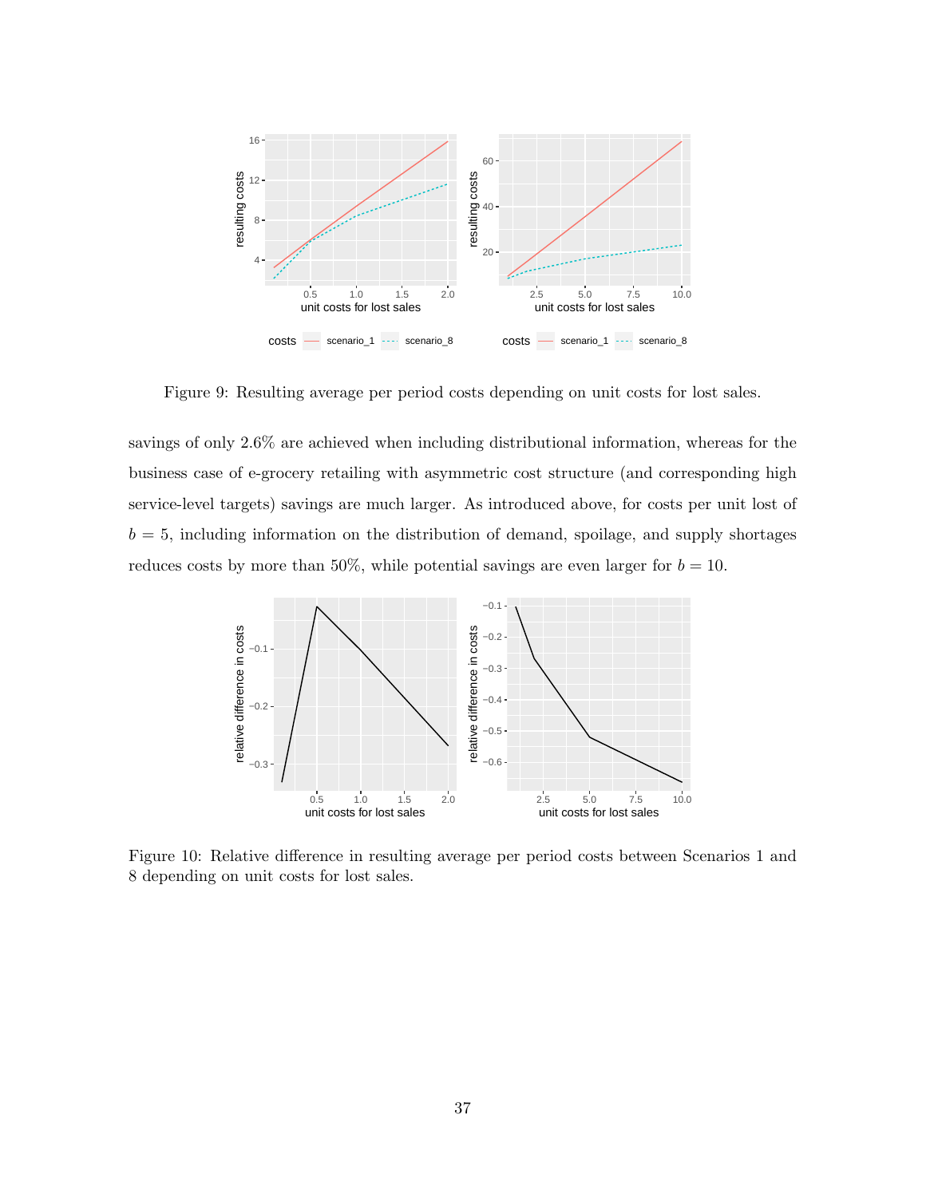resulting costs
16
12
8
4
0.5 1.0 1.5 2.0
unit costs for lost sales
costs — scenario_1 --- scenario_8

resulting costs
60
40
20
2.5 5.0 7.5 10.0
unit costs for lost sales
costs — scenario_1 --- scenario_8

Figure 9: Resulting average per period costs depending on unit costs for lost sales.

savings of only 2.6% are achieved when including distributional information, whereas for the business case of e-grocery retailing with asymmetric cost structure (and corresponding high service-level targets) savings are much larger. As introduced above, for costs per unit lost of $b = 5$, including information on the distribution of demand, spoilage, and supply shortages reduces costs by more than 50%, while potential savings are even larger for $b = 10$.

relative difference in costs
−0.1
−0.2
−0.3
0.5 1.0 1.5 2.0
unit costs for lost sales

relative difference in costs
−0.1
−0.2
−0.3
−0.4
−0.5
−0.6
2.5 5.0 7.5 10.0
unit costs for lost sales

Figure 10: Relative difference in resulting average per period costs between Scenarios 1 and 8 depending on unit costs for lost sales.